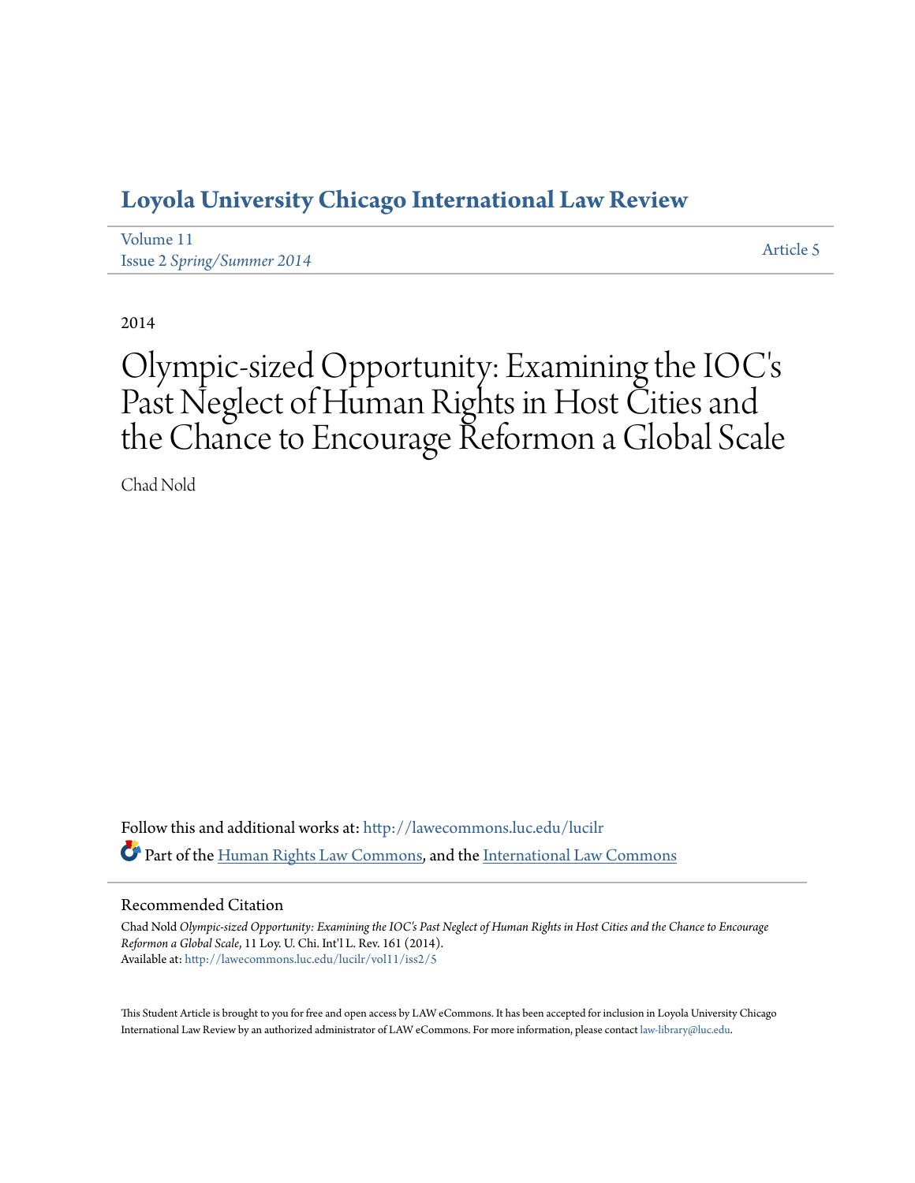# Loyola University Chicago International Law Review

Volume 11
Issue 2 *Spring/Summer 2014*

Article 5

2014

# Olympic-sized Opportunity: Examining the IOC's Past Neglect of Human Rights in Host Cities and the Chance to Encourage Reformon a Global Scale

Chad Nold

Follow this and additional works at: http://lawecommons.luc.edu/lucilr

Part of the Human Rights Law Commons, and the International Law Commons

## Recommended Citation

Chad Nold *Olympic-sized Opportunity: Examining the IOC's Past Neglect of Human Rights in Host Cities and the Chance to Encourage Reformon a Global Scale*, 11 Loy. U. Chi. Int'l L. Rev. 161 (2014).
Available at: http://lawecommons.luc.edu/lucilr/vol11/iss2/5

This Student Article is brought to you for free and open access by LAW eCommons. It has been accepted for inclusion in Loyola University Chicago International Law Review by an authorized administrator of LAW eCommons. For more information, please contact law-library@luc.edu.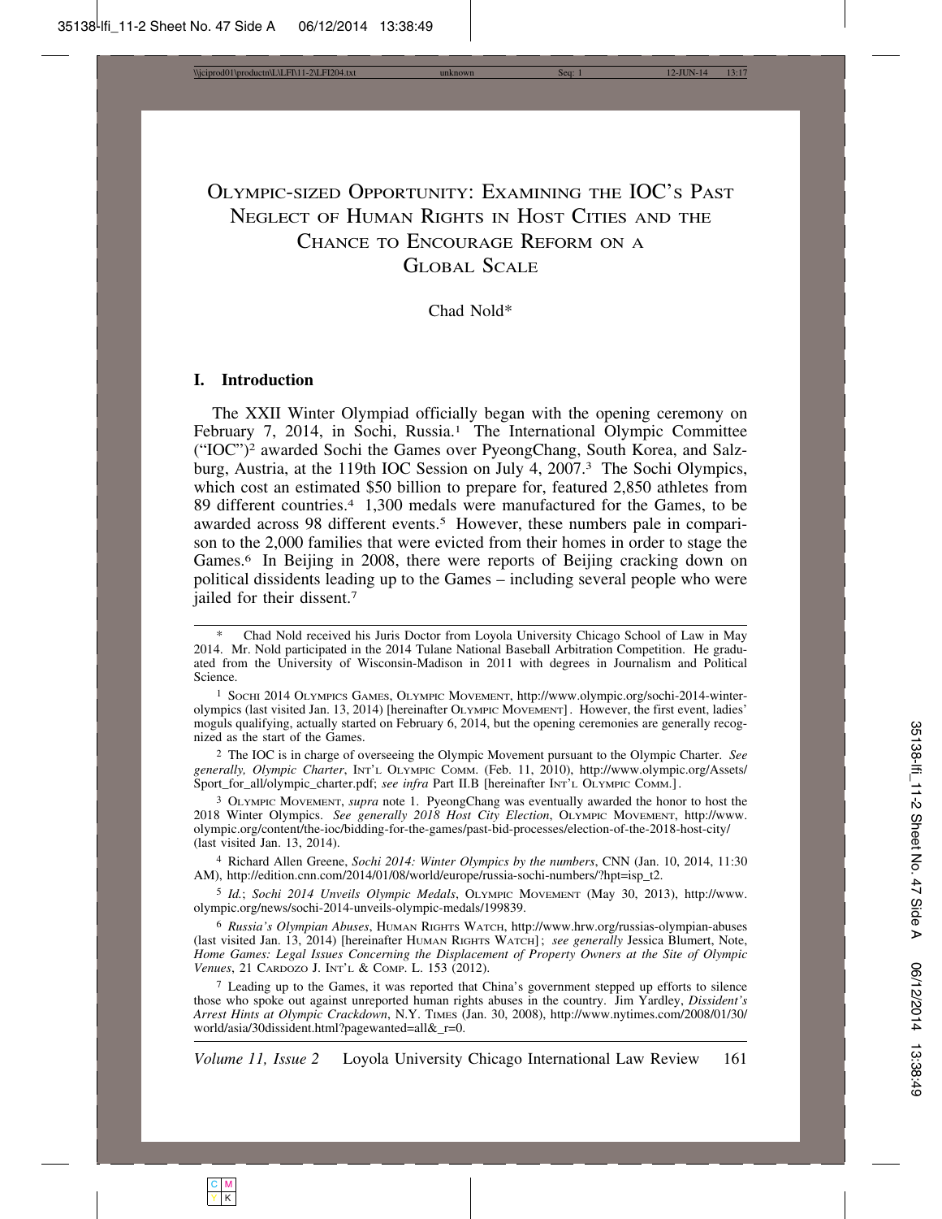# Olympic-sized Opportunity: Examining the IOC's Past Neglect of Human Rights in Host Cities and the Chance to Encourage Reform on a Global Scale

Chad Nold*

## I. Introduction

The XXII Winter Olympiad officially began with the opening ceremony on February 7, 2014, in Sochi, Russia.[1] The International Olympic Committee ("IOC")[2] awarded Sochi the Games over PyeongChang, South Korea, and Salzburg, Austria, at the 119th IOC Session on July 4, 2007.[3] The Sochi Olympics, which cost an estimated $50 billion to prepare for, featured 2,850 athletes from 89 different countries.[4] 1,300 medals were manufactured for the Games, to be awarded across 98 different events.[5] However, these numbers pale in comparison to the 2,000 families that were evicted from their homes in order to stage the Games.[6] In Beijing in 2008, there were reports of Beijing cracking down on political dissidents leading up to the Games – including several people who were jailed for their dissent.[7]

---

\* Chad Nold received his Juris Doctor from Loyola University Chicago School of Law in May 2014. Mr. Nold participated in the 2014 Tulane National Baseball Arbitration Competition. He graduated from the University of Wisconsin-Madison in 2011 with degrees in Journalism and Political Science.

[1] Sochi 2014 Olympics Games, Olympic Movement, http://www.olympic.org/sochi-2014-winter-olympics (last visited Jan. 13, 2014) [hereinafter Olympic Movement]. However, the first event, ladies' moguls qualifying, actually started on February 6, 2014, but the opening ceremonies are generally recognized as the start of the Games.

[2] The IOC is in charge of overseeing the Olympic Movement pursuant to the Olympic Charter. *See generally, Olympic Charter*, Int'l Olympic Comm. (Feb. 11, 2010), http://www.olympic.org/Assets/Sport_for_all/olympic_charter.pdf; *see infra* Part II.B [hereinafter Int'l Olympic Comm.].

[3] Olympic Movement, *supra* note 1. PyeongChang was eventually awarded the honor to host the 2018 Winter Olympics. *See generally 2018 Host City Election*, Olympic Movement, http://www.olympic.org/content/the-ioc/bidding-for-the-games/past-bid-processes/election-of-the-2018-host-city/ (last visited Jan. 13, 2014).

[4] Richard Allen Greene, *Sochi 2014: Winter Olympics by the numbers*, CNN (Jan. 10, 2014, 11:30 AM), http://edition.cnn.com/2014/01/08/world/europe/russia-sochi-numbers/?hpt=isp_t2.

[5] *Id.*; *Sochi 2014 Unveils Olympic Medals*, Olympic Movement (May 30, 2013), http://www.olympic.org/news/sochi-2014-unveils-olympic-medals/199839.

[6] *Russia's Olympian Abuses*, Human Rights Watch, http://www.hrw.org/russias-olympian-abuses (last visited Jan. 13, 2014) [hereinafter Human Rights Watch]; *see generally* Jessica Blumert, Note, *Home Games: Legal Issues Concerning the Displacement of Property Owners at the Site of Olympic Venues*, 21 Cardozo J. Int'l & Comp. L. 153 (2012).

[7] Leading up to the Games, it was reported that China's government stepped up efforts to silence those who spoke out against unreported human rights abuses in the country. Jim Yardley, *Dissident's Arrest Hints at Olympic Crackdown*, N.Y. Times (Jan. 30, 2008), http://www.nytimes.com/2008/01/30/world/asia/30dissident.html?pagewanted=all&_r=0.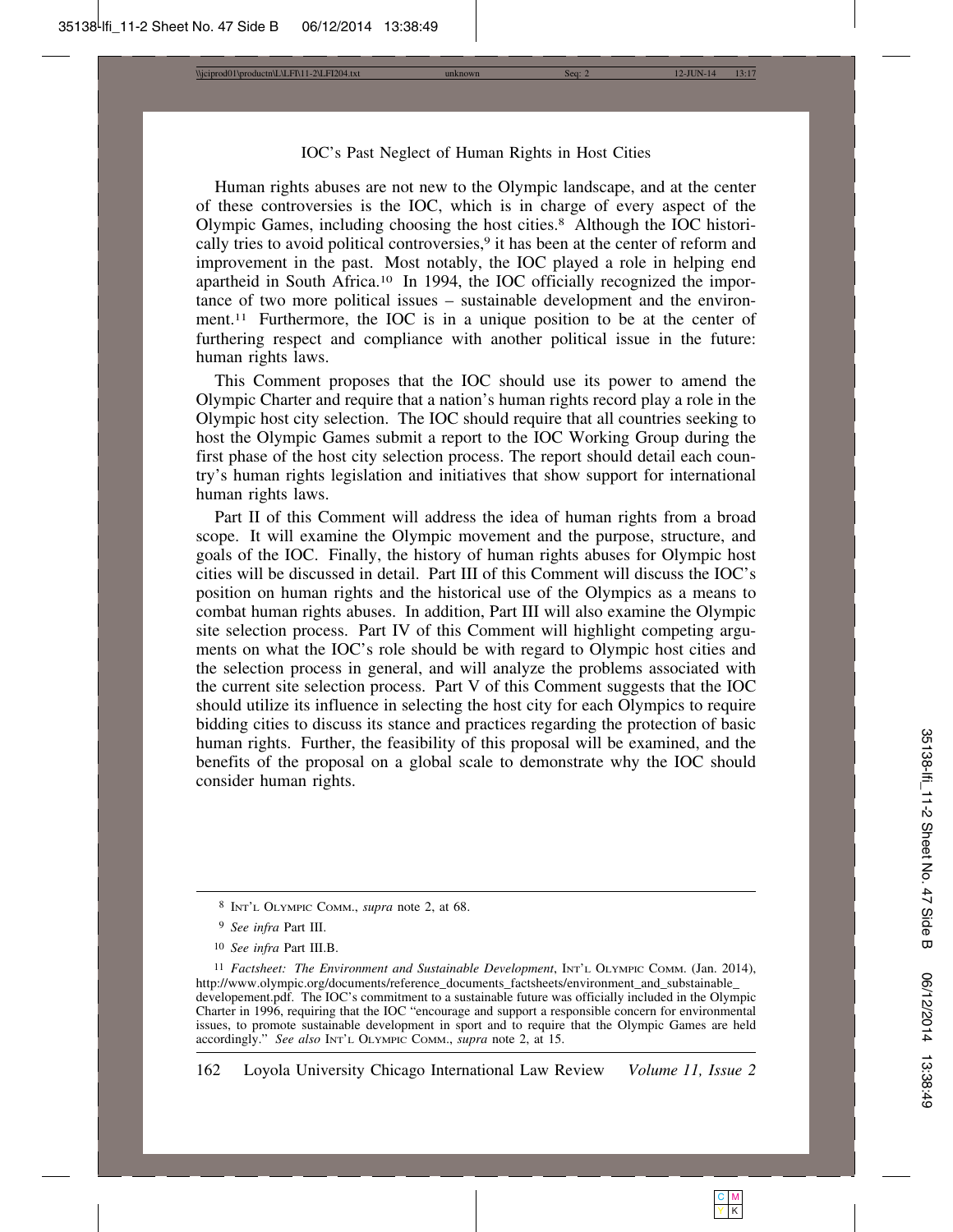## IOC's Past Neglect of Human Rights in Host Cities

Human rights abuses are not new to the Olympic landscape, and at the center of these controversies is the IOC, which is in charge of every aspect of the Olympic Games, including choosing the host cities.[8] Although the IOC historically tries to avoid political controversies,[9] it has been at the center of reform and improvement in the past. Most notably, the IOC played a role in helping end apartheid in South Africa.[10] In 1994, the IOC officially recognized the importance of two more political issues – sustainable development and the environment.[11] Furthermore, the IOC is in a unique position to be at the center of furthering respect and compliance with another political issue in the future: human rights laws.

This Comment proposes that the IOC should use its power to amend the Olympic Charter and require that a nation's human rights record play a role in the Olympic host city selection. The IOC should require that all countries seeking to host the Olympic Games submit a report to the IOC Working Group during the first phase of the host city selection process. The report should detail each country's human rights legislation and initiatives that show support for international human rights laws.

Part II of this Comment will address the idea of human rights from a broad scope. It will examine the Olympic movement and the purpose, structure, and goals of the IOC. Finally, the history of human rights abuses for Olympic host cities will be discussed in detail. Part III of this Comment will discuss the IOC's position on human rights and the historical use of the Olympics as a means to combat human rights abuses. In addition, Part III will also examine the Olympic site selection process. Part IV of this Comment will highlight competing arguments on what the IOC's role should be with regard to Olympic host cities and the selection process in general, and will analyze the problems associated with the current site selection process. Part V of this Comment suggests that the IOC should utilize its influence in selecting the host city for each Olympics to require bidding cities to discuss its stance and practices regarding the protection of basic human rights. Further, the feasibility of this proposal will be examined, and the benefits of the proposal on a global scale to demonstrate why the IOC should consider human rights.

---

[8] INT'L OLYMPIC COMM., *supra* note 2, at 68.

[9] *See infra* Part III.

[10] *See infra* Part III.B.

[11] *Factsheet: The Environment and Sustainable Development*, INT'L OLYMPIC COMM. (Jan. 2014), http://www.olympic.org/documents/reference_documents_factsheets/environment_and_substainable_developement.pdf. The IOC's commitment to a sustainable future was officially included in the Olympic Charter in 1996, requiring that the IOC "encourage and support a responsible concern for environmental issues, to promote sustainable development in sport and to require that the Olympic Games are held accordingly." *See also* INT'L OLYMPIC COMM., *supra* note 2, at 15.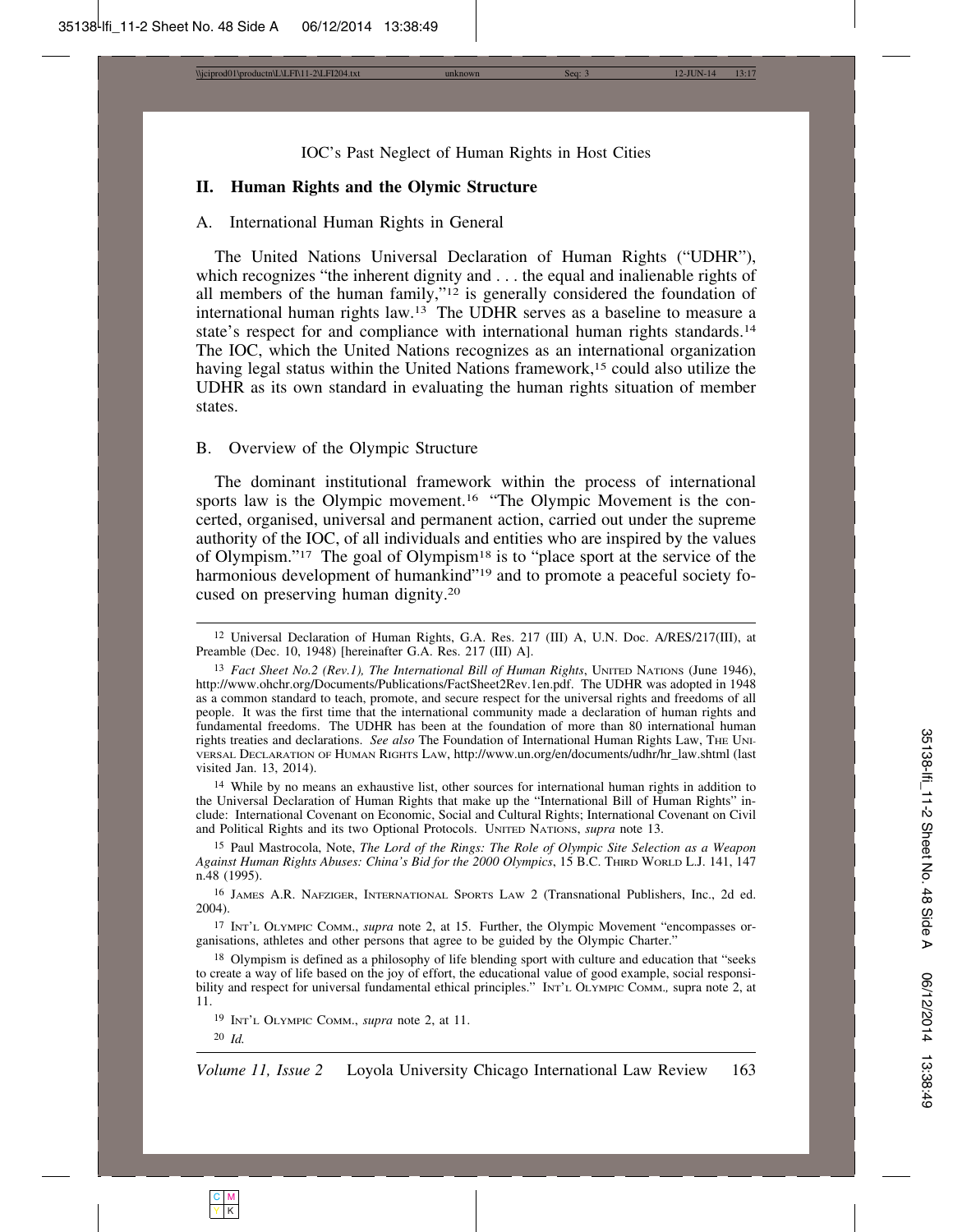## II. Human Rights and the Olymic Structure

### A. International Human Rights in General

The United Nations Universal Declaration of Human Rights ("UDHR"), which recognizes "the inherent dignity and . . . the equal and inalienable rights of all members of the human family,"[12] is generally considered the foundation of international human rights law.[13] The UDHR serves as a baseline to measure a state's respect for and compliance with international human rights standards.[14] The IOC, which the United Nations recognizes as an international organization having legal status within the United Nations framework,[15] could also utilize the UDHR as its own standard in evaluating the human rights situation of member states.

### B. Overview of the Olympic Structure

The dominant institutional framework within the process of international sports law is the Olympic movement.[16] "The Olympic Movement is the concerted, organised, universal and permanent action, carried out under the supreme authority of the IOC, of all individuals and entities who are inspired by the values of Olympism."[17] The goal of Olympism[18] is to "place sport at the service of the harmonious development of humankind"[19] and to promote a peaceful society focused on preserving human dignity.[20]

---

[12] Universal Declaration of Human Rights, G.A. Res. 217 (III) A, U.N. Doc. A/RES/217(III), at Preamble (Dec. 10, 1948) [hereinafter G.A. Res. 217 (III) A].

[13] *Fact Sheet No.2 (Rev.1), The International Bill of Human Rights*, UNITED NATIONS (June 1946), http://www.ohchr.org/Documents/Publications/FactSheet2Rev.1en.pdf. The UDHR was adopted in 1948 as a common standard to teach, promote, and secure respect for the universal rights and freedoms of all people. It was the first time that the international community made a declaration of human rights and fundamental freedoms. The UDHR has been at the foundation of more than 80 international human rights treaties and declarations. *See also* The Foundation of International Human Rights Law, THE UNIVERSAL DECLARATION OF HUMAN RIGHTS LAW, http://www.un.org/en/documents/udhr/hr_law.shtml (last visited Jan. 13, 2014).

[14] While by no means an exhaustive list, other sources for international human rights in addition to the Universal Declaration of Human Rights that make up the "International Bill of Human Rights" include: International Covenant on Economic, Social and Cultural Rights; International Covenant on Civil and Political Rights and its two Optional Protocols. UNITED NATIONS, *supra* note 13.

[15] Paul Mastrocola, Note, *The Lord of the Rings: The Role of Olympic Site Selection as a Weapon Against Human Rights Abuses: China's Bid for the 2000 Olympics*, 15 B.C. THIRD WORLD L.J. 141, 147 n.48 (1995).

[16] JAMES A.R. NAFZIGER, INTERNATIONAL SPORTS LAW 2 (Transnational Publishers, Inc., 2d ed. 2004).

[17] INT'L OLYMPIC COMM., *supra* note 2, at 15. Further, the Olympic Movement "encompasses organisations, athletes and other persons that agree to be guided by the Olympic Charter."

[18] Olympism is defined as a philosophy of life blending sport with culture and education that "seeks to create a way of life based on the joy of effort, the educational value of good example, social responsibility and respect for universal fundamental ethical principles." INT'L OLYMPIC COMM., supra note 2, at 11.

[19] INT'L OLYMPIC COMM., *supra* note 2, at 11.

[20] *Id.*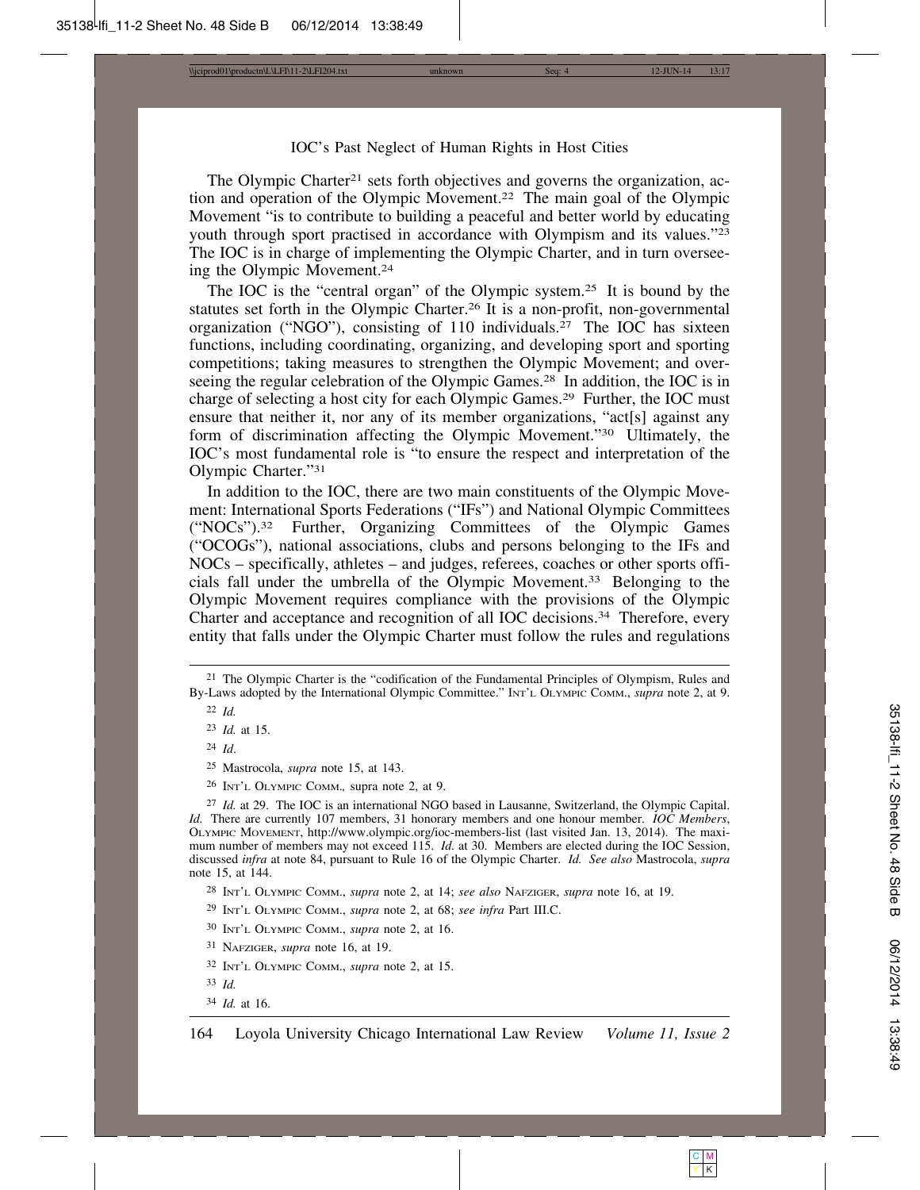The Olympic Charter[21] sets forth objectives and governs the organization, action and operation of the Olympic Movement.[22] The main goal of the Olympic Movement "is to contribute to building a peaceful and better world by educating youth through sport practised in accordance with Olympism and its values."[23] The IOC is in charge of implementing the Olympic Charter, and in turn overseeing the Olympic Movement.[24]

The IOC is the "central organ" of the Olympic system.[25] It is bound by the statutes set forth in the Olympic Charter.[26] It is a non-profit, non-governmental organization ("NGO"), consisting of 110 individuals.[27] The IOC has sixteen functions, including coordinating, organizing, and developing sport and sporting competitions; taking measures to strengthen the Olympic Movement; and overseeing the regular celebration of the Olympic Games.[28] In addition, the IOC is in charge of selecting a host city for each Olympic Games.[29] Further, the IOC must ensure that neither it, nor any of its member organizations, "act[s] against any form of discrimination affecting the Olympic Movement."[30] Ultimately, the IOC's most fundamental role is "to ensure the respect and interpretation of the Olympic Charter."[31]

In addition to the IOC, there are two main constituents of the Olympic Movement: International Sports Federations ("IFs") and National Olympic Committees ("NOCs").[32] Further, Organizing Committees of the Olympic Games ("OCOGs"), national associations, clubs and persons belonging to the IFs and NOCs – specifically, athletes – and judges, referees, coaches or other sports officials fall under the umbrella of the Olympic Movement.[33] Belonging to the Olympic Movement requires compliance with the provisions of the Olympic Charter and acceptance and recognition of all IOC decisions.[34] Therefore, every entity that falls under the Olympic Charter must follow the rules and regulations

---

[21] The Olympic Charter is the "codification of the Fundamental Principles of Olympism, Rules and By-Laws adopted by the International Olympic Committee." INT'L OLYMPIC COMM., *supra* note 2, at 9.

[22] *Id.*

[23] *Id.* at 15.

[24] *Id*.

[25] Mastrocola, *supra* note 15, at 143.

[26] INT'L OLYMPIC COMM., supra note 2, at 9.

[27] *Id.* at 29. The IOC is an international NGO based in Lausanne, Switzerland, the Olympic Capital. *Id.* There are currently 107 members, 31 honorary members and one honour member. *IOC Members*, OLYMPIC MOVEMENT, http://www.olympic.org/ioc-members-list (last visited Jan. 13, 2014). The maximum number of members may not exceed 115. *Id.* at 30. Members are elected during the IOC Session, discussed *infra* at note 84, pursuant to Rule 16 of the Olympic Charter. *Id. See also* Mastrocola, *supra* note 15, at 144.

[28] INT'L OLYMPIC COMM., *supra* note 2, at 14; *see also* NAFZIGER, *supra* note 16, at 19.

[29] INT'L OLYMPIC COMM., *supra* note 2, at 68; *see infra* Part III.C.

[30] INT'L OLYMPIC COMM., *supra* note 2, at 16.

[31] NAFZIGER, *supra* note 16, at 19.

[32] INT'L OLYMPIC COMM., *supra* note 2, at 15.

[33] *Id.*

[34] *Id.* at 16.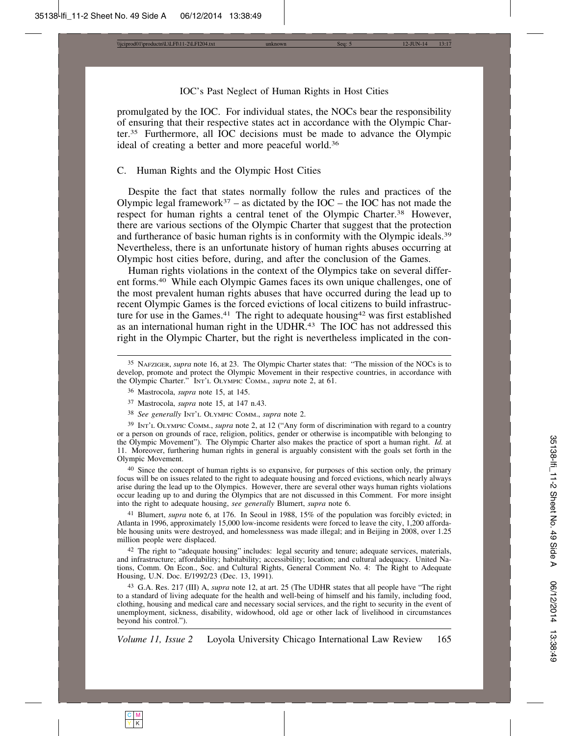promulgated by the IOC. For individual states, the NOCs bear the responsibility of ensuring that their respective states act in accordance with the Olympic Charter.[35] Furthermore, all IOC decisions must be made to advance the Olympic ideal of creating a better and more peaceful world.[36]

## C. Human Rights and the Olympic Host Cities

Despite the fact that states normally follow the rules and practices of the Olympic legal framework[37] – as dictated by the IOC – the IOC has not made the respect for human rights a central tenet of the Olympic Charter.[38] However, there are various sections of the Olympic Charter that suggest that the protection and furtherance of basic human rights is in conformity with the Olympic ideals.[39] Nevertheless, there is an unfortunate history of human rights abuses occurring at Olympic host cities before, during, and after the conclusion of the Games.

Human rights violations in the context of the Olympics take on several different forms.[40] While each Olympic Games faces its own unique challenges, one of the most prevalent human rights abuses that have occurred during the lead up to recent Olympic Games is the forced evictions of local citizens to build infrastructure for use in the Games.[41] The right to adequate housing[42] was first established as an international human right in the UDHR.[43] The IOC has not addressed this right in the Olympic Charter, but the right is nevertheless implicated in the con-

---

[35] Nafziger, *supra* note 16, at 23. The Olympic Charter states that: "The mission of the NOCs is to develop, promote and protect the Olympic Movement in their respective countries, in accordance with the Olympic Charter." Int'l Olympic Comm., *supra* note 2, at 61.

[36] Mastrocola, *supra* note 15, at 145.

[37] Mastrocola, *supra* note 15, at 147 n.43.

[38] *See generally* Int'l Olympic Comm., *supra* note 2.

[39] Int'l Olympic Comm., *supra* note 2, at 12 ("Any form of discrimination with regard to a country or a person on grounds of race, religion, politics, gender or otherwise is incompatible with belonging to the Olympic Movement"). The Olympic Charter also makes the practice of sport a human right. *Id.* at 11. Moreover, furthering human rights in general is arguably consistent with the goals set forth in the Olympic Movement.

[40] Since the concept of human rights is so expansive, for purposes of this section only, the primary focus will be on issues related to the right to adequate housing and forced evictions, which nearly always arise during the lead up to the Olympics. However, there are several other ways human rights violations occur leading up to and during the Olympics that are not discussed in this Comment. For more insight into the right to adequate housing, *see generally* Blumert, *supra* note 6.

[41] Blumert, *supra* note 6, at 176. In Seoul in 1988, 15% of the population was forcibly evicted; in Atlanta in 1996, approximately 15,000 low-income residents were forced to leave the city, 1,200 affordable housing units were destroyed, and homelessness was made illegal; and in Beijing in 2008, over 1.25 million people were displaced.

[42] The right to "adequate housing" includes: legal security and tenure; adequate services, materials, and infrastructure; affordability; habitability; accessibility; location; and cultural adequacy. United Nations, Comm. On Econ., Soc. and Cultural Rights, General Comment No. 4: The Right to Adequate Housing, U.N. Doc. E/1992/23 (Dec. 13, 1991).

[43] G.A. Res. 217 (III) A, *supra* note 12, at art. 25 (The UDHR states that all people have "The right to a standard of living adequate for the health and well-being of himself and his family, including food, clothing, housing and medical care and necessary social services, and the right to security in the event of unemployment, sickness, disability, widowhood, old age or other lack of livelihood in circumstances beyond his control.").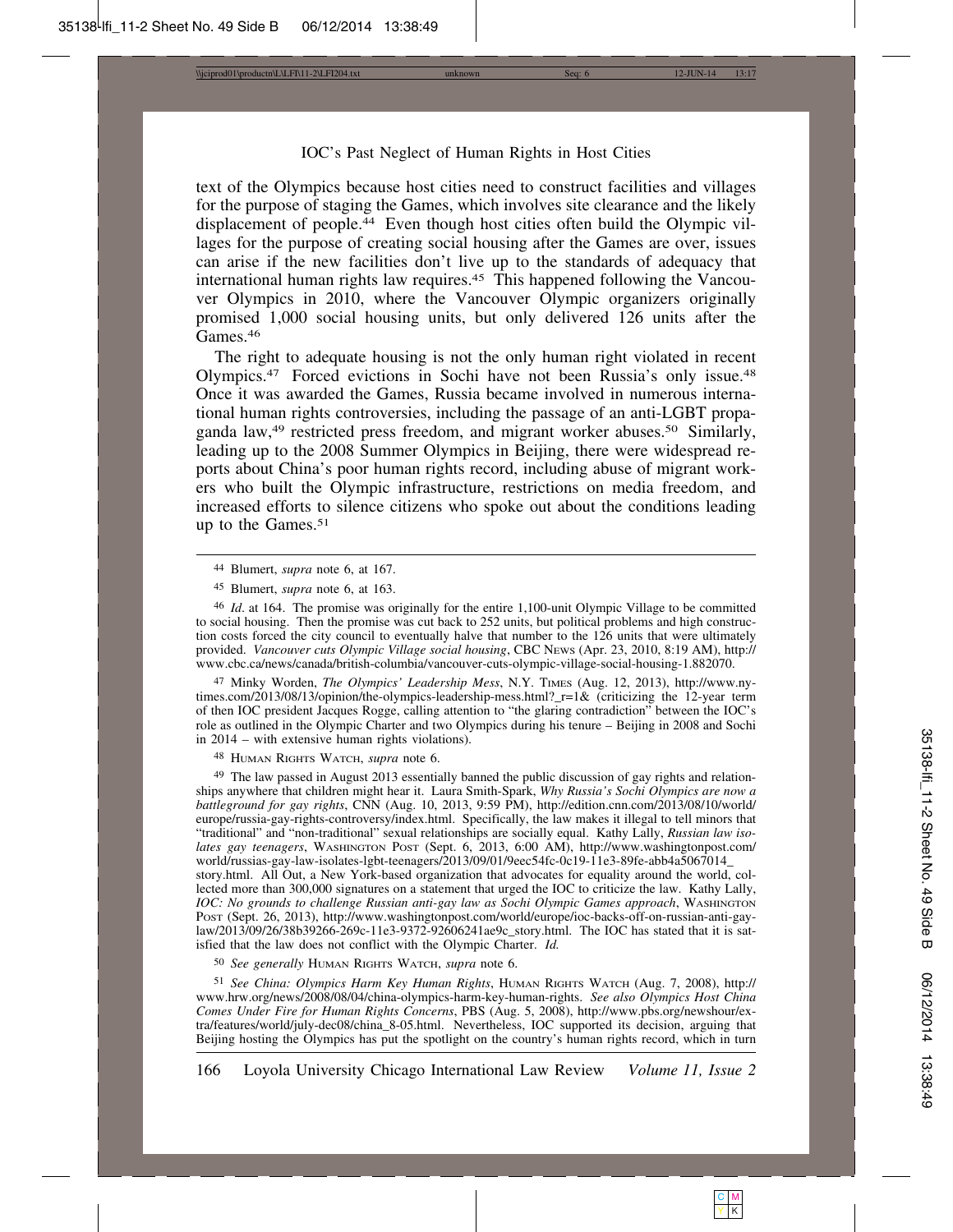text of the Olympics because host cities need to construct facilities and villages for the purpose of staging the Games, which involves site clearance and the likely displacement of people.[44] Even though host cities often build the Olympic villages for the purpose of creating social housing after the Games are over, issues can arise if the new facilities don't live up to the standards of adequacy that international human rights law requires.[45] This happened following the Vancouver Olympics in 2010, where the Vancouver Olympic organizers originally promised 1,000 social housing units, but only delivered 126 units after the Games.[46]

The right to adequate housing is not the only human right violated in recent Olympics.[47] Forced evictions in Sochi have not been Russia's only issue.[48] Once it was awarded the Games, Russia became involved in numerous international human rights controversies, including the passage of an anti-LGBT propaganda law,[49] restricted press freedom, and migrant worker abuses.[50] Similarly, leading up to the 2008 Summer Olympics in Beijing, there were widespread reports about China's poor human rights record, including abuse of migrant workers who built the Olympic infrastructure, restrictions on media freedom, and increased efforts to silence citizens who spoke out about the conditions leading up to the Games.[51]

---

[44] Blumert, *supra* note 6, at 167.

[45] Blumert, *supra* note 6, at 163.

[46] *Id*. at 164. The promise was originally for the entire 1,100-unit Olympic Village to be committed to social housing. Then the promise was cut back to 252 units, but political problems and high construction costs forced the city council to eventually halve that number to the 126 units that were ultimately provided. *Vancouver cuts Olympic Village social housing*, CBC News (Apr. 23, 2010, 8:19 AM), http://www.cbc.ca/news/canada/british-columbia/vancouver-cuts-olympic-village-social-housing-1.882070.

[47] Minky Worden, *The Olympics' Leadership Mess*, N.Y. Times (Aug. 12, 2013), http://www.nytimes.com/2013/08/13/opinion/the-olympics-leadership-mess.html?_r=1& (criticizing the 12-year term of then IOC president Jacques Rogge, calling attention to "the glaring contradiction" between the IOC's role as outlined in the Olympic Charter and two Olympics during his tenure – Beijing in 2008 and Sochi in 2014 – with extensive human rights violations).

[48] Human Rights Watch, *supra* note 6.

[49] The law passed in August 2013 essentially banned the public discussion of gay rights and relationships anywhere that children might hear it. Laura Smith-Spark, *Why Russia's Sochi Olympics are now a battleground for gay rights*, CNN (Aug. 10, 2013, 9:59 PM), http://edition.cnn.com/2013/08/10/world/europe/russia-gay-rights-controversy/index.html. Specifically, the law makes it illegal to tell minors that "traditional" and "non-traditional" sexual relationships are socially equal. Kathy Lally, *Russian law isolates gay teenagers*, Washington Post (Sept. 6, 2013, 6:00 AM), http://www.washingtonpost.com/world/russias-gay-law-isolates-lgbt-teenagers/2013/09/01/9eec54fc-0c19-11e3-89fe-abb4a5067014_story.html. All Out, a New York-based organization that advocates for equality around the world, collected more than 300,000 signatures on a statement that urged the IOC to criticize the law. Kathy Lally, *IOC: No grounds to challenge Russian anti-gay law as Sochi Olympic Games approach*, Washington Post (Sept. 26, 2013), http://www.washingtonpost.com/world/europe/ioc-backs-off-on-russian-anti-gay-law/2013/09/26/38b39266-269c-11e3-9372-92606241ae9c_story.html. The IOC has stated that it is satisfied that the law does not conflict with the Olympic Charter. *Id.*

[50] *See generally* Human Rights Watch, *supra* note 6.

[51] *See China: Olympics Harm Key Human Rights*, Human Rights Watch (Aug. 7, 2008), http://www.hrw.org/news/2008/08/04/china-olympics-harm-key-human-rights. *See also Olympics Host China Comes Under Fire for Human Rights Concerns*, PBS (Aug. 5, 2008), http://www.pbs.org/newshour/extra/features/world/july-dec08/china_8-05.html. Nevertheless, IOC supported its decision, arguing that Beijing hosting the Olympics has put the spotlight on the country's human rights record, which in turn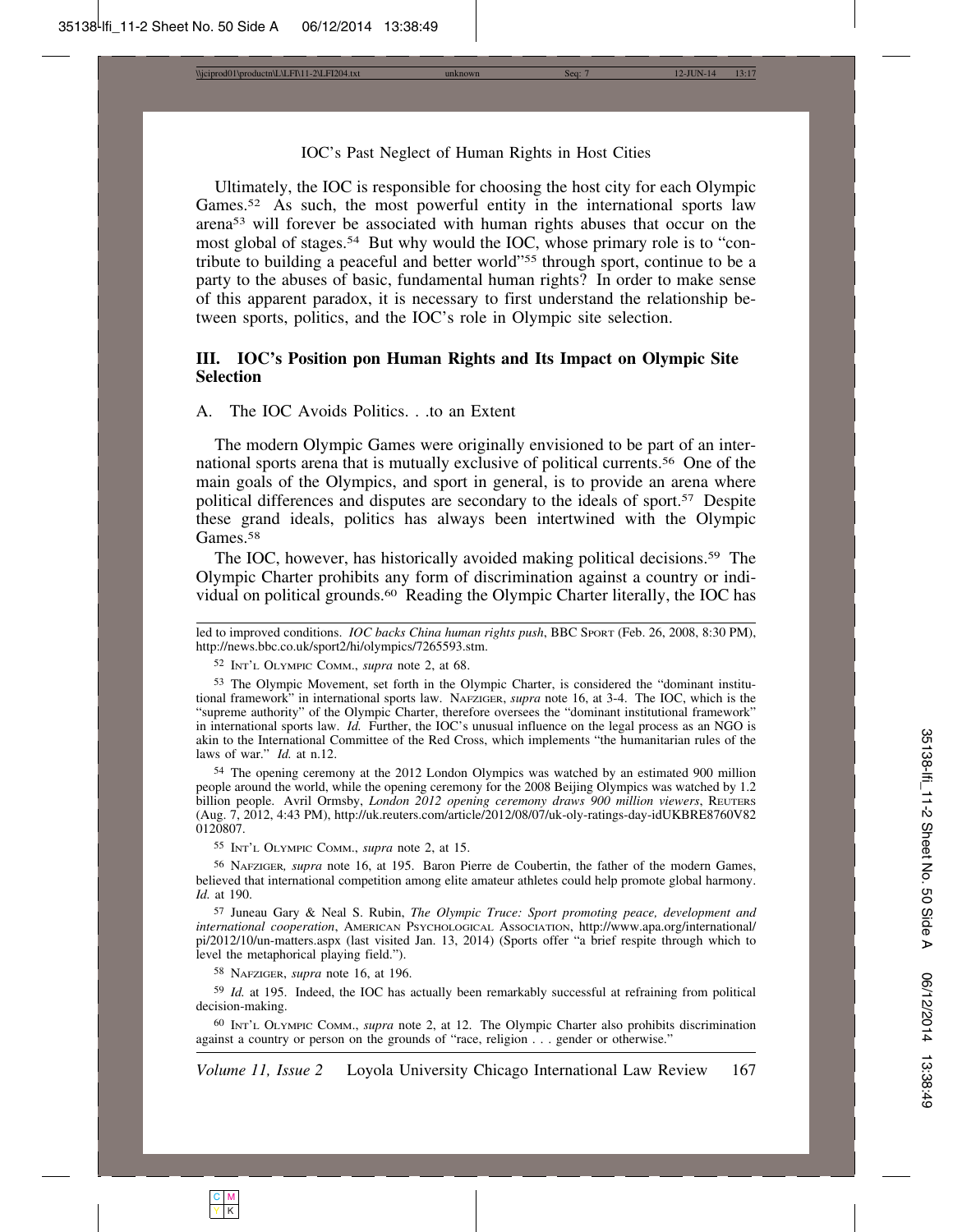Ultimately, the IOC is responsible for choosing the host city for each Olympic Games.[52] As such, the most powerful entity in the international sports law arena[53] will forever be associated with human rights abuses that occur on the most global of stages.[54] But why would the IOC, whose primary role is to "contribute to building a peaceful and better world"[55] through sport, continue to be a party to the abuses of basic, fundamental human rights? In order to make sense of this apparent paradox, it is necessary to first understand the relationship between sports, politics, and the IOC's role in Olympic site selection.

## III. IOC's Position pon Human Rights and Its Impact on Olympic Site Selection

### A. The IOC Avoids Politics. . .to an Extent

The modern Olympic Games were originally envisioned to be part of an international sports arena that is mutually exclusive of political currents.[56] One of the main goals of the Olympics, and sport in general, is to provide an arena where political differences and disputes are secondary to the ideals of sport.[57] Despite these grand ideals, politics has always been intertwined with the Olympic Games.[58]

The IOC, however, has historically avoided making political decisions.[59] The Olympic Charter prohibits any form of discrimination against a country or individual on political grounds.[60] Reading the Olympic Charter literally, the IOC has

---

led to improved conditions. *IOC backs China human rights push*, BBC Sport (Feb. 26, 2008, 8:30 PM), http://news.bbc.co.uk/sport2/hi/olympics/7265593.stm.

[52] Int'l Olympic Comm., *supra* note 2, at 68.

[53] The Olympic Movement, set forth in the Olympic Charter, is considered the "dominant institutional framework" in international sports law. Nafziger, *supra* note 16, at 3-4. The IOC, which is the "supreme authority" of the Olympic Charter, therefore oversees the "dominant institutional framework" in international sports law. *Id.* Further, the IOC's unusual influence on the legal process as an NGO is akin to the International Committee of the Red Cross, which implements "the humanitarian rules of the laws of war." *Id.* at n.12.

[54] The opening ceremony at the 2012 London Olympics was watched by an estimated 900 million people around the world, while the opening ceremony for the 2008 Beijing Olympics was watched by 1.2 billion people. Avril Ormsby, *London 2012 opening ceremony draws 900 million viewers*, Reuters (Aug. 7, 2012, 4:43 PM), http://uk.reuters.com/article/2012/08/07/uk-oly-ratings-day-idUKBRE8760V820120807.

[55] Int'l Olympic Comm., *supra* note 2, at 15.

[56] Nafziger, *supra* note 16, at 195. Baron Pierre de Coubertin, the father of the modern Games, believed that international competition among elite amateur athletes could help promote global harmony. *Id.* at 190.

[57] Juneau Gary & Neal S. Rubin, *The Olympic Truce: Sport promoting peace, development and international cooperation*, American Psychological Association, http://www.apa.org/international/pi/2012/10/un-matters.aspx (last visited Jan. 13, 2014) (Sports offer "a brief respite through which to level the metaphorical playing field.").

[58] Nafziger, *supra* note 16, at 196.

[59] *Id.* at 195. Indeed, the IOC has actually been remarkably successful at refraining from political decision-making.

[60] Int'l Olympic Comm., *supra* note 2, at 12. The Olympic Charter also prohibits discrimination against a country or person on the grounds of "race, religion . . . gender or otherwise."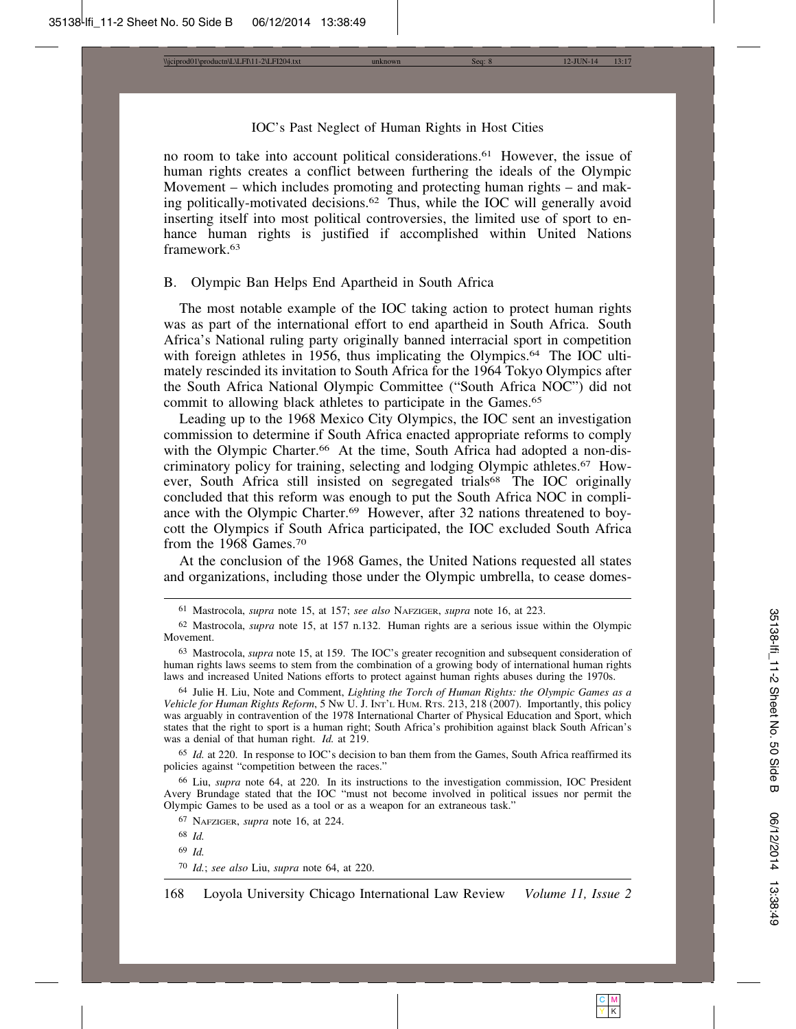no room to take into account political considerations.[61] However, the issue of human rights creates a conflict between furthering the ideals of the Olympic Movement – which includes promoting and protecting human rights – and making politically-motivated decisions.[62] Thus, while the IOC will generally avoid inserting itself into most political controversies, the limited use of sport to enhance human rights is justified if accomplished within United Nations framework.[63]

## B. Olympic Ban Helps End Apartheid in South Africa

The most notable example of the IOC taking action to protect human rights was as part of the international effort to end apartheid in South Africa. South Africa's National ruling party originally banned interracial sport in competition with foreign athletes in 1956, thus implicating the Olympics.[64] The IOC ultimately rescinded its invitation to South Africa for the 1964 Tokyo Olympics after the South Africa National Olympic Committee ("South Africa NOC") did not commit to allowing black athletes to participate in the Games.[65]

Leading up to the 1968 Mexico City Olympics, the IOC sent an investigation commission to determine if South Africa enacted appropriate reforms to comply with the Olympic Charter.[66] At the time, South Africa had adopted a non-discriminatory policy for training, selecting and lodging Olympic athletes.[67] However, South Africa still insisted on segregated trials[68] The IOC originally concluded that this reform was enough to put the South Africa NOC in compliance with the Olympic Charter.[69] However, after 32 nations threatened to boycott the Olympics if South Africa participated, the IOC excluded South Africa from the 1968 Games.[70]

At the conclusion of the 1968 Games, the United Nations requested all states and organizations, including those under the Olympic umbrella, to cease domes-

---

[61] Mastrocola, *supra* note 15, at 157; *see also* Nafziger, *supra* note 16, at 223.

[62] Mastrocola, *supra* note 15, at 157 n.132. Human rights are a serious issue within the Olympic Movement.

[63] Mastrocola, *supra* note 15, at 159. The IOC's greater recognition and subsequent consideration of human rights laws seems to stem from the combination of a growing body of international human rights laws and increased United Nations efforts to protect against human rights abuses during the 1970s.

[64] Julie H. Liu, Note and Comment, *Lighting the Torch of Human Rights: the Olympic Games as a Vehicle for Human Rights Reform*, 5 Nw U. J. Int'l Hum. Rts. 213, 218 (2007). Importantly, this policy was arguably in contravention of the 1978 International Charter of Physical Education and Sport, which states that the right to sport is a human right; South Africa's prohibition against black South African's was a denial of that human right. *Id.* at 219.

[65] *Id.* at 220. In response to IOC's decision to ban them from the Games, South Africa reaffirmed its policies against "competition between the races."

[66] Liu, *supra* note 64, at 220. In its instructions to the investigation commission, IOC President Avery Brundage stated that the IOC "must not become involved in political issues nor permit the Olympic Games to be used as a tool or as a weapon for an extraneous task."

[67] Nafziger, *supra* note 16, at 224.

[68] *Id.*

[69] *Id.*

[70] *Id.*; *see also* Liu, *supra* note 64, at 220.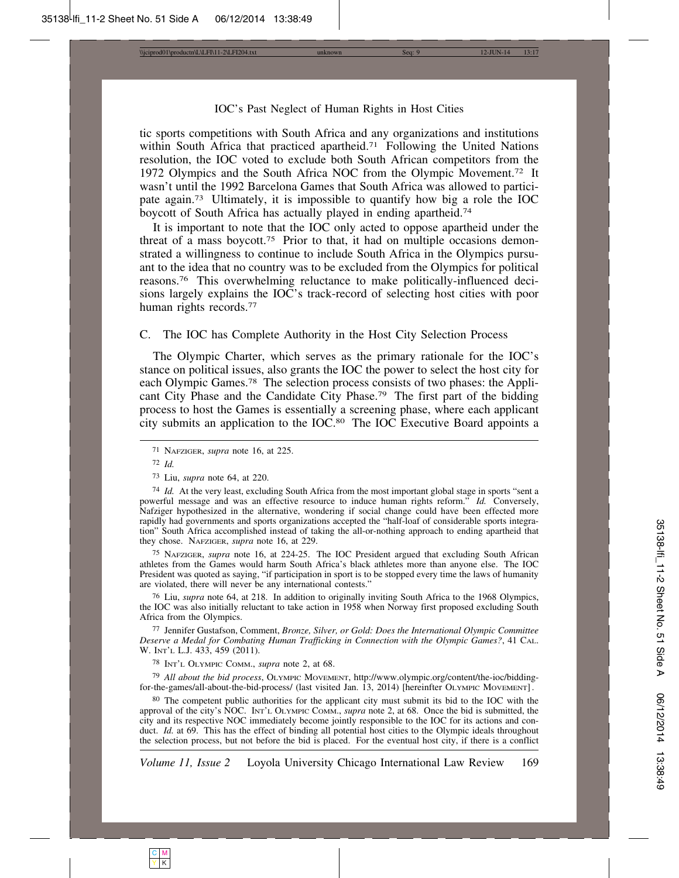tic sports competitions with South Africa and any organizations and institutions within South Africa that practiced apartheid.[71] Following the United Nations resolution, the IOC voted to exclude both South African competitors from the 1972 Olympics and the South Africa NOC from the Olympic Movement.[72] It wasn't until the 1992 Barcelona Games that South Africa was allowed to participate again.[73] Ultimately, it is impossible to quantify how big a role the IOC boycott of South Africa has actually played in ending apartheid.[74]

It is important to note that the IOC only acted to oppose apartheid under the threat of a mass boycott.[75] Prior to that, it had on multiple occasions demonstrated a willingness to continue to include South Africa in the Olympics pursuant to the idea that no country was to be excluded from the Olympics for political reasons.[76] This overwhelming reluctance to make politically-influenced decisions largely explains the IOC's track-record of selecting host cities with poor human rights records.[77]

### C. The IOC has Complete Authority in the Host City Selection Process

The Olympic Charter, which serves as the primary rationale for the IOC's stance on political issues, also grants the IOC the power to select the host city for each Olympic Games.[78] The selection process consists of two phases: the Applicant City Phase and the Candidate City Phase.[79] The first part of the bidding process to host the Games is essentially a screening phase, where each applicant city submits an application to the IOC.[80] The IOC Executive Board appoints a

---

[71] NAFZIGER, *supra* note 16, at 225.

[72] *Id.*

[73] Liu, *supra* note 64, at 220.

[74] *Id.* At the very least, excluding South Africa from the most important global stage in sports "sent a powerful message and was an effective resource to induce human rights reform." *Id.* Conversely, Nafziger hypothesized in the alternative, wondering if social change could have been effected more rapidly had governments and sports organizations accepted the "half-loaf of considerable sports integration" South Africa accomplished instead of taking the all-or-nothing approach to ending apartheid that they chose. NAFZIGER, *supra* note 16, at 229.

[75] NAFZIGER, *supra* note 16, at 224-25. The IOC President argued that excluding South African athletes from the Games would harm South Africa's black athletes more than anyone else. The IOC President was quoted as saying, "if participation in sport is to be stopped every time the laws of humanity are violated, there will never be any international contests."

[76] Liu, *supra* note 64, at 218. In addition to originally inviting South Africa to the 1968 Olympics, the IOC was also initially reluctant to take action in 1958 when Norway first proposed excluding South Africa from the Olympics.

[77] Jennifer Gustafson, Comment, *Bronze, Silver, or Gold: Does the International Olympic Committee Deserve a Medal for Combating Human Trafficking in Connection with the Olympic Games?*, 41 CAL. W. INT'L L.J. 433, 459 (2011).

[78] INT'L OLYMPIC COMM., *supra* note 2, at 68.

[79] *All about the bid process*, OLYMPIC MOVEMENT, http://www.olympic.org/content/the-ioc/bidding-for-the-games/all-about-the-bid-process/ (last visited Jan. 13, 2014) [hereinfter OLYMPIC MOVEMENT].

[80] The competent public authorities for the applicant city must submit its bid to the IOC with the approval of the city's NOC. INT'L OLYMPIC COMM., *supra* note 2, at 68. Once the bid is submitted, the city and its respective NOC immediately become jointly responsible to the IOC for its actions and conduct. *Id.* at 69. This has the effect of binding all potential host cities to the Olympic ideals throughout the selection process, but not before the bid is placed. For the eventual host city, if there is a conflict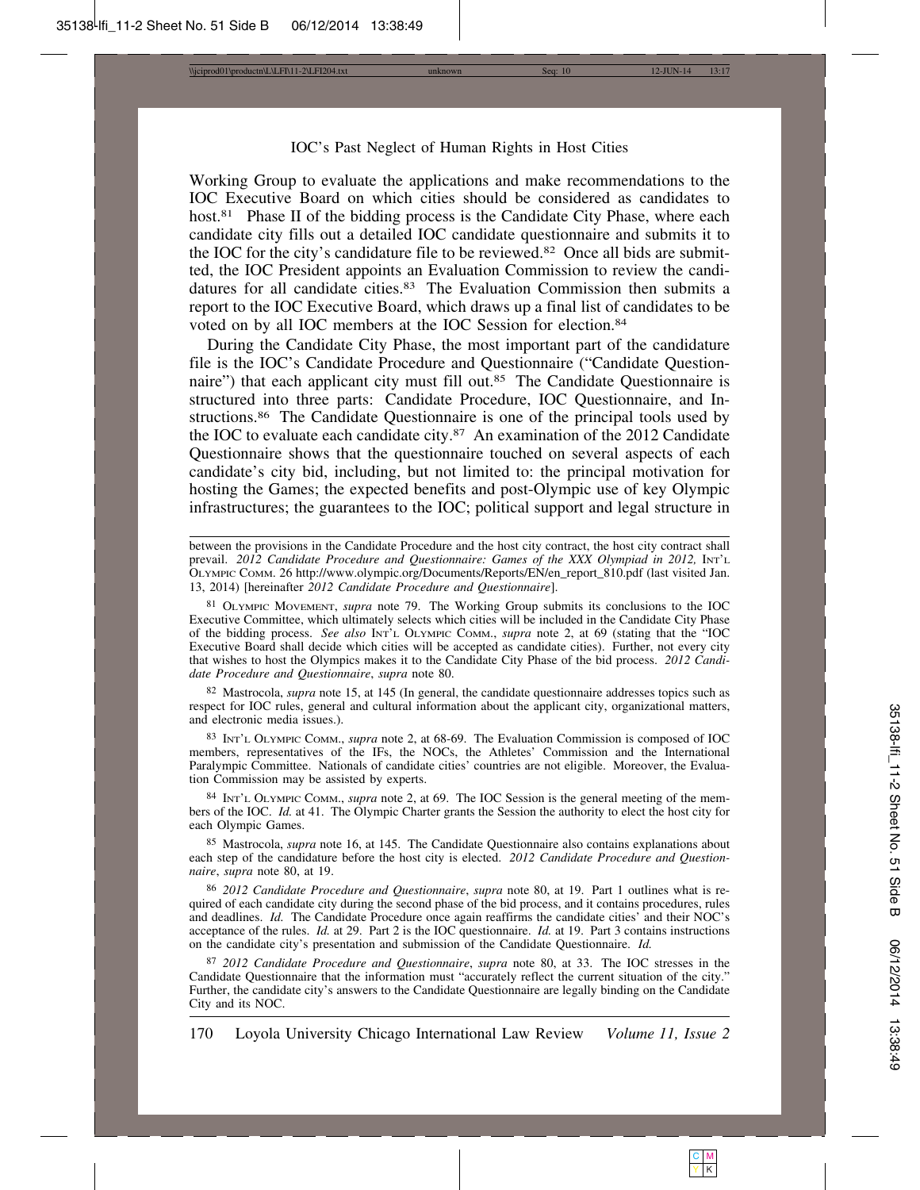Working Group to evaluate the applications and make recommendations to the IOC Executive Board on which cities should be considered as candidates to host.[81] Phase II of the bidding process is the Candidate City Phase, where each candidate city fills out a detailed IOC candidate questionnaire and submits it to the IOC for the city's candidature file to be reviewed.[82] Once all bids are submitted, the IOC President appoints an Evaluation Commission to review the candidatures for all candidate cities.[83] The Evaluation Commission then submits a report to the IOC Executive Board, which draws up a final list of candidates to be voted on by all IOC members at the IOC Session for election.[84]

During the Candidate City Phase, the most important part of the candidature file is the IOC's Candidate Procedure and Questionnaire ("Candidate Questionnaire") that each applicant city must fill out.[85] The Candidate Questionnaire is structured into three parts: Candidate Procedure, IOC Questionnaire, and Instructions.[86] The Candidate Questionnaire is one of the principal tools used by the IOC to evaluate each candidate city.[87] An examination of the 2012 Candidate Questionnaire shows that the questionnaire touched on several aspects of each candidate's city bid, including, but not limited to: the principal motivation for hosting the Games; the expected benefits and post-Olympic use of key Olympic infrastructures; the guarantees to the IOC; political support and legal structure in

---

between the provisions in the Candidate Procedure and the host city contract, the host city contract shall prevail. *2012 Candidate Procedure and Questionnaire: Games of the XXX Olympiad in 2012,* INT'L OLYMPIC COMM. 26 http://www.olympic.org/Documents/Reports/EN/en_report_810.pdf (last visited Jan. 13, 2014) [hereinafter *2012 Candidate Procedure and Questionnaire*].

[81] OLYMPIC MOVEMENT, *supra* note 79. The Working Group submits its conclusions to the IOC Executive Committee, which ultimately selects which cities will be included in the Candidate City Phase of the bidding process. *See also* INT'L OLYMPIC COMM., *supra* note 2, at 69 (stating that the "IOC Executive Board shall decide which cities will be accepted as candidate cities). Further, not every city that wishes to host the Olympics makes it to the Candidate City Phase of the bid process. *2012 Candidate Procedure and Questionnaire*, *supra* note 80.

[82] Mastrocola, *supra* note 15, at 145 (In general, the candidate questionnaire addresses topics such as respect for IOC rules, general and cultural information about the applicant city, organizational matters, and electronic media issues.).

[83] INT'L OLYMPIC COMM., *supra* note 2, at 68-69. The Evaluation Commission is composed of IOC members, representatives of the IFs, the NOCs, the Athletes' Commission and the International Paralympic Committee. Nationals of candidate cities' countries are not eligible. Moreover, the Evaluation Commission may be assisted by experts.

[84] INT'L OLYMPIC COMM., *supra* note 2, at 69. The IOC Session is the general meeting of the members of the IOC. *Id.* at 41. The Olympic Charter grants the Session the authority to elect the host city for each Olympic Games.

[85] Mastrocola, *supra* note 16, at 145. The Candidate Questionnaire also contains explanations about each step of the candidature before the host city is elected. *2012 Candidate Procedure and Questionnaire*, *supra* note 80, at 19.

[86] *2012 Candidate Procedure and Questionnaire*, *supra* note 80, at 19. Part 1 outlines what is required of each candidate city during the second phase of the bid process, and it contains procedures, rules and deadlines. *Id.* The Candidate Procedure once again reaffirms the candidate cities' and their NOC's acceptance of the rules. *Id.* at 29. Part 2 is the IOC questionnaire. *Id.* at 19. Part 3 contains instructions on the candidate city's presentation and submission of the Candidate Questionnaire. *Id.*

[87] *2012 Candidate Procedure and Questionnaire*, *supra* note 80, at 33. The IOC stresses in the Candidate Questionnaire that the information must "accurately reflect the current situation of the city." Further, the candidate city's answers to the Candidate Questionnaire are legally binding on the Candidate City and its NOC.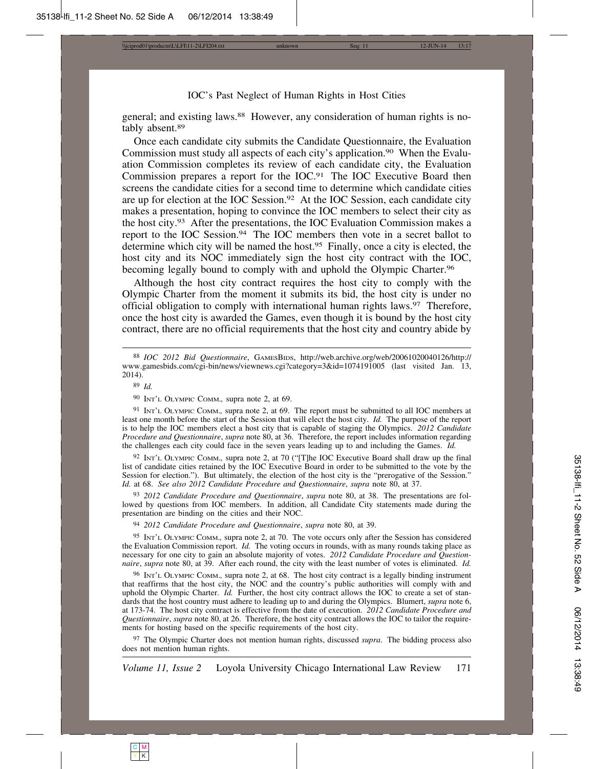general; and existing laws.[88] However, any consideration of human rights is notably absent.[89]

Once each candidate city submits the Candidate Questionnaire, the Evaluation Commission must study all aspects of each city's application.[90] When the Evaluation Commission completes its review of each candidate city, the Evaluation Commission prepares a report for the IOC.[91] The IOC Executive Board then screens the candidate cities for a second time to determine which candidate cities are up for election at the IOC Session.[92] At the IOC Session, each candidate city makes a presentation, hoping to convince the IOC members to select their city as the host city.[93] After the presentations, the IOC Evaluation Commission makes a report to the IOC Session.[94] The IOC members then vote in a secret ballot to determine which city will be named the host.[95] Finally, once a city is elected, the host city and its NOC immediately sign the host city contract with the IOC, becoming legally bound to comply with and uphold the Olympic Charter.[96]

Although the host city contract requires the host city to comply with the Olympic Charter from the moment it submits its bid, the host city is under no official obligation to comply with international human rights laws.[97] Therefore, once the host city is awarded the Games, even though it is bound by the host city contract, there are no official requirements that the host city and country abide by

---

[88] *IOC 2012 Bid Questionnaire*, GamesBids, http://web.archive.org/web/20061020040126/http://www.gamesbids.com/cgi-bin/news/viewnews.cgi?category=3&id=1074191005 (last visited Jan. 13, 2014).

[89] *Id.*

[90] Int'l Olympic Comm., supra note 2, at 69.

[91] Int'l Olympic Comm., supra note 2, at 69. The report must be submitted to all IOC members at least one month before the start of the Session that will elect the host city. *Id.* The purpose of the report is to help the IOC members elect a host city that is capable of staging the Olympics. *2012 Candidate Procedure and Questionnaire*, *supra* note 80, at 36. Therefore, the report includes information regarding the challenges each city could face in the seven years leading up to and including the Games. *Id.*

[92] Int'l Olympic Comm., supra note 2, at 70 ("[T]he IOC Executive Board shall draw up the final list of candidate cities retained by the IOC Executive Board in order to be submitted to the vote by the Session for election."). But ultimately, the election of the host city is the "prerogative of the Session." *Id.* at 68. *See also 2012 Candidate Procedure and Questionnaire*, *supra* note 80, at 37.

[93] *2012 Candidate Procedure and Questionnaire*, *supra* note 80, at 38. The presentations are followed by questions from IOC members. In addition, all Candidate City statements made during the presentation are binding on the cities and their NOC.

[94] *2012 Candidate Procedure and Questionnaire*, *supra* note 80, at 39.

[95] Int'l Olympic Comm., supra note 2, at 70. The vote occurs only after the Session has considered the Evaluation Commission report. *Id.* The voting occurs in rounds, with as many rounds taking place as necessary for one city to gain an absolute majority of votes. *2012 Candidate Procedure and Questionnaire*, *supra* note 80, at 39. After each round, the city with the least number of votes is eliminated. *Id.*

[96] Int'l Olympic Comm., supra note 2, at 68. The host city contract is a legally binding instrument that reaffirms that the host city, the NOC and the country's public authorities will comply with and uphold the Olympic Charter. *Id.* Further, the host city contract allows the IOC to create a set of standards that the host country must adhere to leading up to and during the Olympics. Blumert, *supra* note 6, at 173-74. The host city contract is effective from the date of execution. *2012 Candidate Procedure and Questionnaire* *supra* note 80, at 26. Therefore, the host city contract allows the IOC to tailor the requirements for hosting based on the specific requirements of the host city.

[97] The Olympic Charter does not mention human rights, discussed *supra*. The bidding process also does not mention human rights.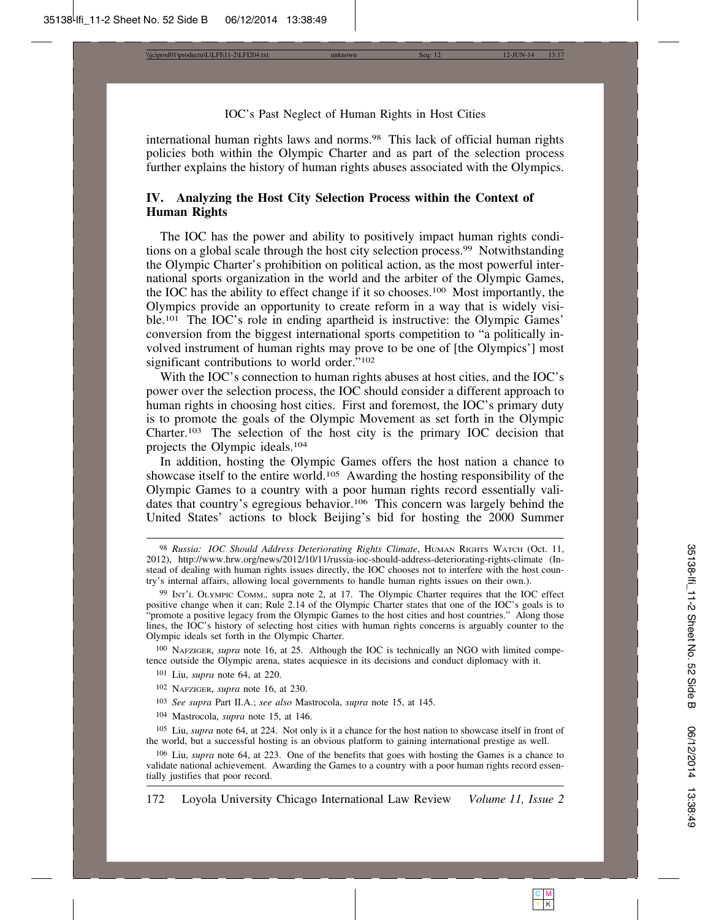international human rights laws and norms.[98] This lack of official human rights policies both within the Olympic Charter and as part of the selection process further explains the history of human rights abuses associated with the Olympics.

## IV. Analyzing the Host City Selection Process within the Context of Human Rights

The IOC has the power and ability to positively impact human rights conditions on a global scale through the host city selection process.[99] Notwithstanding the Olympic Charter's prohibition on political action, as the most powerful international sports organization in the world and the arbiter of the Olympic Games, the IOC has the ability to effect change if it so chooses.[100] Most importantly, the Olympics provide an opportunity to create reform in a way that is widely visible.[101] The IOC's role in ending apartheid is instructive: the Olympic Games' conversion from the biggest international sports competition to "a politically involved instrument of human rights may prove to be one of [the Olympics'] most significant contributions to world order."[102]

With the IOC's connection to human rights abuses at host cities, and the IOC's power over the selection process, the IOC should consider a different approach to human rights in choosing host cities. First and foremost, the IOC's primary duty is to promote the goals of the Olympic Movement as set forth in the Olympic Charter.[103] The selection of the host city is the primary IOC decision that projects the Olympic ideals.[104]

In addition, hosting the Olympic Games offers the host nation a chance to showcase itself to the entire world.[105] Awarding the hosting responsibility of the Olympic Games to a country with a poor human rights record essentially validates that country's egregious behavior.[106] This concern was largely behind the United States' actions to block Beijing's bid for hosting the 2000 Summer

---

[98] *Russia: IOC Should Address Deteriorating Rights Climate*, Human Rights Watch (Oct. 11, 2012), http://www.hrw.org/news/2012/10/11/russia-ioc-should-address-deteriorating-rights-climate (Instead of dealing with human rights issues directly, the IOC chooses not to interfere with the host country's internal affairs, allowing local governments to handle human rights issues on their own.).

[99] Int'l Olympic Comm., supra note 2, at 17. The Olympic Charter requires that the IOC effect positive change when it can; Rule 2.14 of the Olympic Charter states that one of the IOC's goals is to "promote a positive legacy from the Olympic Games to the host cities and host countries." Along those lines, the IOC's history of selecting host cities with human rights concerns is arguably counter to the Olympic ideals set forth in the Olympic Charter.

[100] Nafziger, *supra* note 16, at 25. Although the IOC is technically an NGO with limited competence outside the Olympic arena, states acquiesce in its decisions and conduct diplomacy with it.

[101] Liu, *supra* note 64, at 220.

[102] Nafziger, *supra* note 16, at 230.

[103] *See supra* Part II.A.; *see also* Mastrocola, *supra* note 15, at 145.

[104] Mastrocola, *supra* note 15, at 146.

[105] Liu, *supra* note 64, at 224. Not only is it a chance for the host nation to showcase itself in front of the world, but a successful hosting is an obvious platform to gaining international prestige as well.

[106] Liu, *supra* note 64, at 223. One of the benefits that goes with hosting the Games is a chance to validate national achievement. Awarding the Games to a country with a poor human rights record essentially justifies that poor record.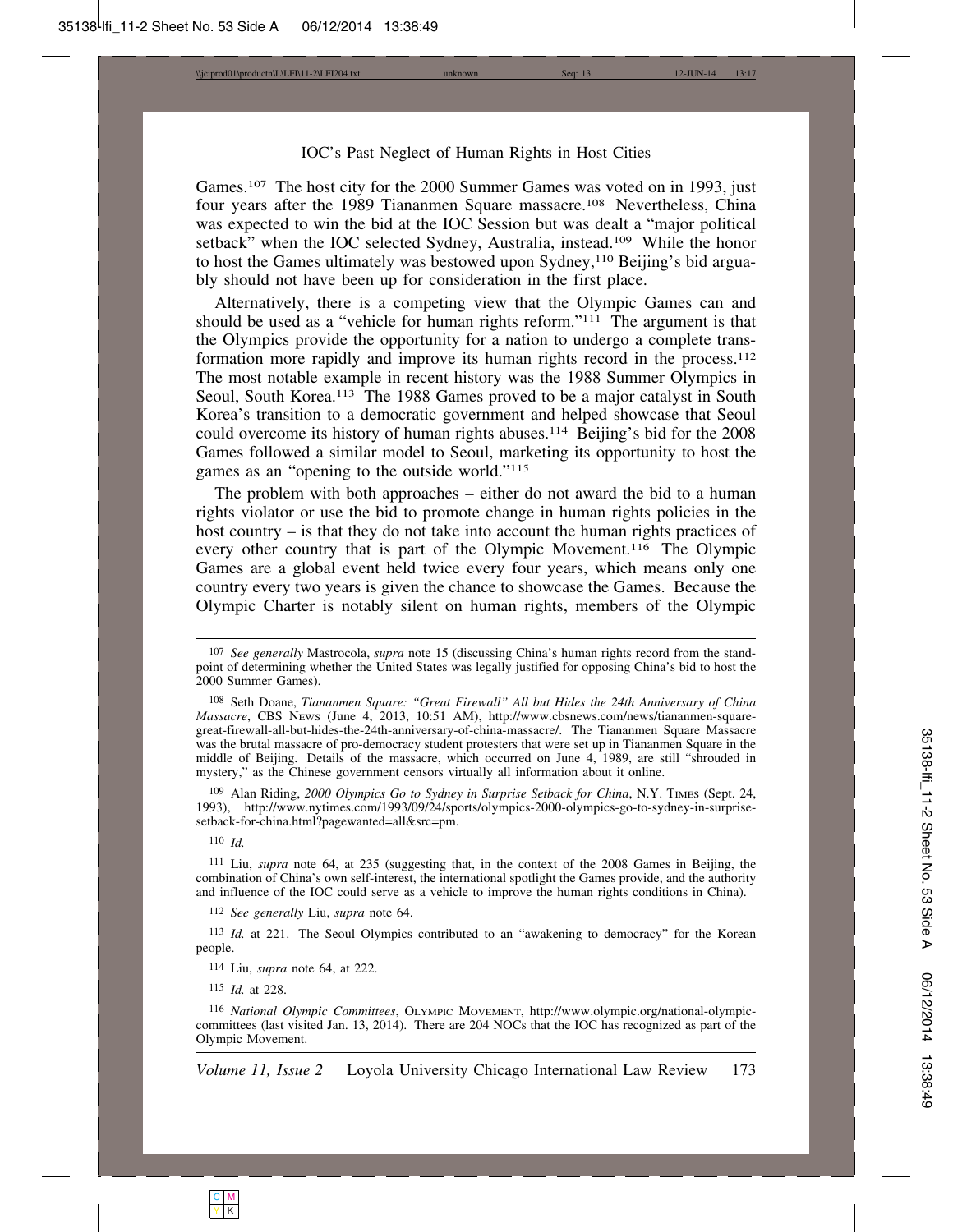Games.[107] The host city for the 2000 Summer Games was voted on in 1993, just four years after the 1989 Tiananmen Square massacre.[108] Nevertheless, China was expected to win the bid at the IOC Session but was dealt a "major political setback" when the IOC selected Sydney, Australia, instead.[109] While the honor to host the Games ultimately was bestowed upon Sydney,[110] Beijing's bid arguably should not have been up for consideration in the first place.

Alternatively, there is a competing view that the Olympic Games can and should be used as a "vehicle for human rights reform."[111] The argument is that the Olympics provide the opportunity for a nation to undergo a complete transformation more rapidly and improve its human rights record in the process.[112] The most notable example in recent history was the 1988 Summer Olympics in Seoul, South Korea.[113] The 1988 Games proved to be a major catalyst in South Korea's transition to a democratic government and helped showcase that Seoul could overcome its history of human rights abuses.[114] Beijing's bid for the 2008 Games followed a similar model to Seoul, marketing its opportunity to host the games as an "opening to the outside world."[115]

The problem with both approaches – either do not award the bid to a human rights violator or use the bid to promote change in human rights policies in the host country – is that they do not take into account the human rights practices of every other country that is part of the Olympic Movement.[116] The Olympic Games are a global event held twice every four years, which means only one country every two years is given the chance to showcase the Games. Because the Olympic Charter is notably silent on human rights, members of the Olympic

---

[107] *See generally* Mastrocola, *supra* note 15 (discussing China's human rights record from the standpoint of determining whether the United States was legally justified for opposing China's bid to host the 2000 Summer Games).

[108] Seth Doane, *Tiananmen Square: "Great Firewall" All but Hides the 24th Anniversary of China Massacre*, CBS News (June 4, 2013, 10:51 AM), http://www.cbsnews.com/news/tiananmen-square-great-firewall-all-but-hides-the-24th-anniversary-of-china-massacre/. The Tiananmen Square Massacre was the brutal massacre of pro-democracy student protesters that were set up in Tiananmen Square in the middle of Beijing. Details of the massacre, which occurred on June 4, 1989, are still "shrouded in mystery," as the Chinese government censors virtually all information about it online.

[109] Alan Riding, *2000 Olympics Go to Sydney in Surprise Setback for China*, N.Y. Times (Sept. 24, 1993), http://www.nytimes.com/1993/09/24/sports/olympics-2000-olympics-go-to-sydney-in-surprise-setback-for-china.html?pagewanted=all&src=pm.

[110] *Id.*

[111] Liu, *supra* note 64, at 235 (suggesting that, in the context of the 2008 Games in Beijing, the combination of China's own self-interest, the international spotlight the Games provide, and the authority and influence of the IOC could serve as a vehicle to improve the human rights conditions in China).

[112] *See generally* Liu, *supra* note 64.

[113] *Id.* at 221. The Seoul Olympics contributed to an "awakening to democracy" for the Korean people.

[114] Liu, *supra* note 64, at 222.

[115] *Id.* at 228.

[116] *National Olympic Committees*, Olympic Movement, http://www.olympic.org/national-olympic-committees (last visited Jan. 13, 2014). There are 204 NOCs that the IOC has recognized as part of the Olympic Movement.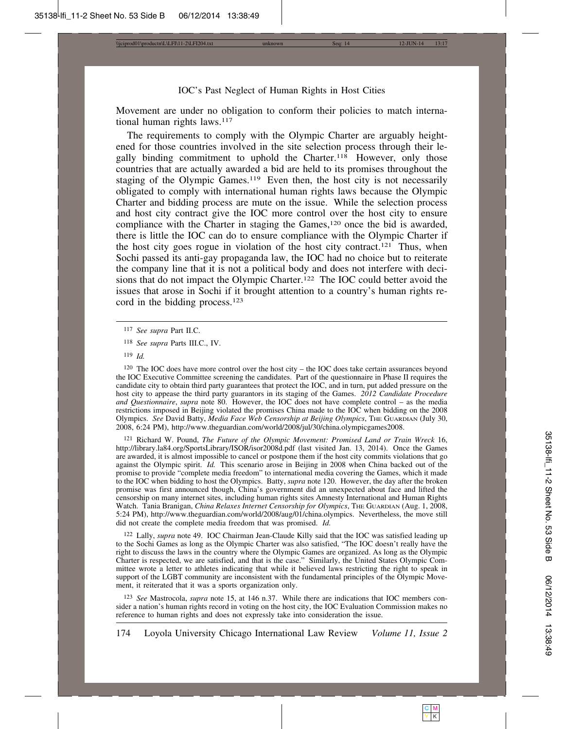Movement are under no obligation to conform their policies to match international human rights laws.[117]

The requirements to comply with the Olympic Charter are arguably heightened for those countries involved in the site selection process through their legally binding commitment to uphold the Charter.[118] However, only those countries that are actually awarded a bid are held to its promises throughout the staging of the Olympic Games.[119] Even then, the host city is not necessarily obligated to comply with international human rights laws because the Olympic Charter and bidding process are mute on the issue. While the selection process and host city contract give the IOC more control over the host city to ensure compliance with the Charter in staging the Games,[120] once the bid is awarded, there is little the IOC can do to ensure compliance with the Olympic Charter if the host city goes rogue in violation of the host city contract.[121] Thus, when Sochi passed its anti-gay propaganda law, the IOC had no choice but to reiterate the company line that it is not a political body and does not interfere with decisions that do not impact the Olympic Charter.[122] The IOC could better avoid the issues that arose in Sochi if it brought attention to a country's human rights record in the bidding process.[123]

---

117 *See supra* Part II.C.

118 *See supra* Parts III.C., IV.

119 *Id.*

120 The IOC does have more control over the host city – the IOC does take certain assurances beyond the IOC Executive Committee screening the candidates. Part of the questionnaire in Phase II requires the candidate city to obtain third party guarantees that protect the IOC, and in turn, put added pressure on the host city to appease the third party guarantors in its staging of the Games. *2012 Candidate Procedure and Questionnaire*, *supra* note 80. However, the IOC does not have complete control – as the media restrictions imposed in Beijing violated the promises China made to the IOC when bidding on the 2008 Olympics. *See* David Batty, *Media Face Web Censorship at Beijing Olympics*, THE GUARDIAN (July 30, 2008, 6:24 PM), http://www.theguardian.com/world/2008/jul/30/china.olympicgames2008.

121 Richard W. Pound, *The Future of the Olympic Movement: Promised Land or Train Wreck* 16, http://library.la84.org/SportsLibrary/ISOR/isor2008d.pdf (last visited Jan. 13, 2014). Once the Games are awarded, it is almost impossible to cancel or postpone them if the host city commits violations that go against the Olympic spirit. *Id.* This scenario arose in Beijing in 2008 when China backed out of the promise to provide "complete media freedom" to international media covering the Games, which it made to the IOC when bidding to host the Olympics. Batty, *supra* note 120. However, the day after the broken promise was first announced though, China's government did an unexpected about face and lifted the censorship on many internet sites, including human rights sites Amnesty International and Human Rights Watch. Tania Branigan, *China Relaxes Internet Censorship for Olympics*, THE GUARDIAN (Aug. 1, 2008, 5:24 PM), http://www.theguardian.com/world/2008/aug/01/china.olympics. Nevertheless, the move still did not create the complete media freedom that was promised. *Id.*

122 Lally, *supra* note 49. IOC Chairman Jean-Claude Killy said that the IOC was satisfied leading up to the Sochi Games as long as the Olympic Charter was also satisfied, "The IOC doesn't really have the right to discuss the laws in the country where the Olympic Games are organized. As long as the Olympic Charter is respected, we are satisfied, and that is the case." Similarly, the United States Olympic Committee wrote a letter to athletes indicating that while it believed laws restricting the right to speak in support of the LGBT community are inconsistent with the fundamental principles of the Olympic Movement, it reiterated that it was a sports organization only.

123 *See* Mastrocola, *supra* note 15, at 146 n.37. While there are indications that IOC members consider a nation's human rights record in voting on the host city, the IOC Evaluation Commission makes no reference to human rights and does not expressly take into consideration the issue.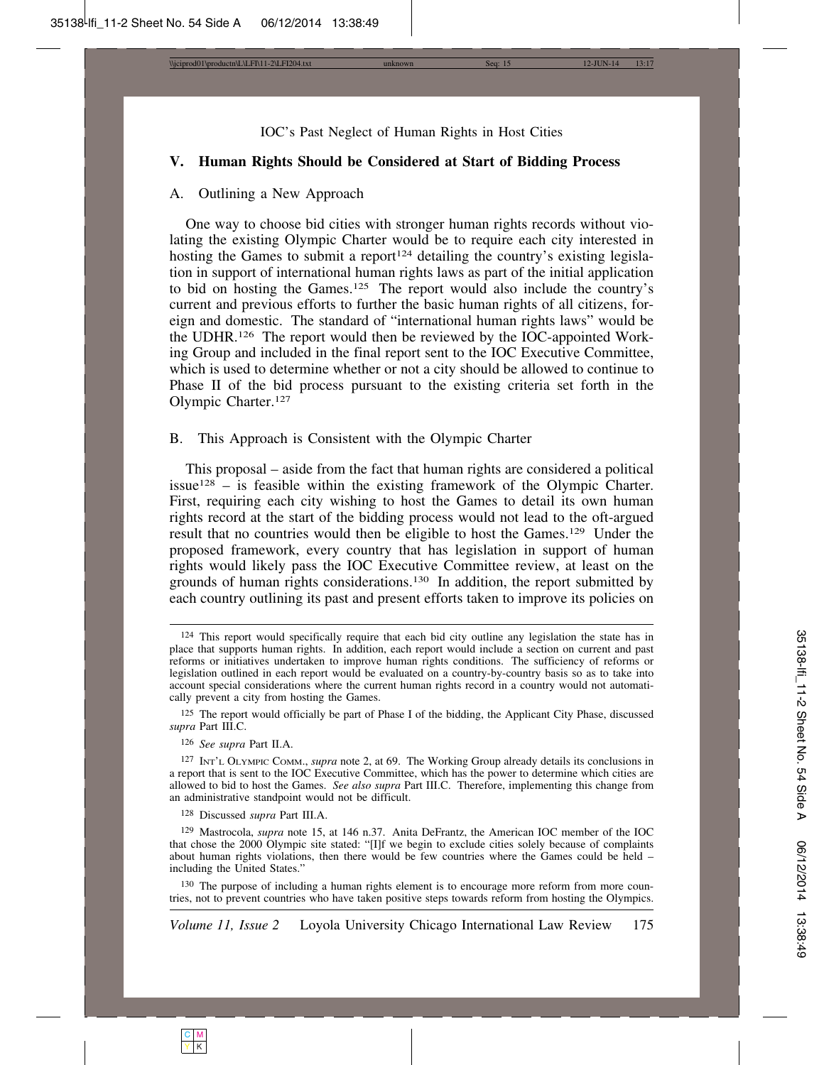## V. Human Rights Should be Considered at Start of Bidding Process

### A. Outlining a New Approach

One way to choose bid cities with stronger human rights records without violating the existing Olympic Charter would be to require each city interested in hosting the Games to submit a report[124] detailing the country's existing legislation in support of international human rights laws as part of the initial application to bid on hosting the Games.[125] The report would also include the country's current and previous efforts to further the basic human rights of all citizens, foreign and domestic. The standard of "international human rights laws" would be the UDHR.[126] The report would then be reviewed by the IOC-appointed Working Group and included in the final report sent to the IOC Executive Committee, which is used to determine whether or not a city should be allowed to continue to Phase II of the bid process pursuant to the existing criteria set forth in the Olympic Charter.[127]

### B. This Approach is Consistent with the Olympic Charter

This proposal – aside from the fact that human rights are considered a political issue[128] – is feasible within the existing framework of the Olympic Charter. First, requiring each city wishing to host the Games to detail its own human rights record at the start of the bidding process would not lead to the oft-argued result that no countries would then be eligible to host the Games.[129] Under the proposed framework, every country that has legislation in support of human rights would likely pass the IOC Executive Committee review, at least on the grounds of human rights considerations.[130] In addition, the report submitted by each country outlining its past and present efforts taken to improve its policies on

---

[124] This report would specifically require that each bid city outline any legislation the state has in place that supports human rights. In addition, each report would include a section on current and past reforms or initiatives undertaken to improve human rights conditions. The sufficiency of reforms or legislation outlined in each report would be evaluated on a country-by-country basis so as to take into account special considerations where the current human rights record in a country would not automatically prevent a city from hosting the Games.

[125] The report would officially be part of Phase I of the bidding, the Applicant City Phase, discussed *supra* Part III.C.

[126] *See supra* Part II.A.

[127] INT'L OLYMPIC COMM., *supra* note 2, at 69. The Working Group already details its conclusions in a report that is sent to the IOC Executive Committee, which has the power to determine which cities are allowed to bid to host the Games. *See also supra* Part III.C. Therefore, implementing this change from an administrative standpoint would not be difficult.

[128] Discussed *supra* Part III.A.

[129] Mastrocola, *supra* note 15, at 146 n.37. Anita DeFrantz, the American IOC member of the IOC that chose the 2000 Olympic site stated: "[I]f we begin to exclude cities solely because of complaints about human rights violations, then there would be few countries where the Games could be held – including the United States."

[130] The purpose of including a human rights element is to encourage more reform from more countries, not to prevent countries who have taken positive steps towards reform from hosting the Olympics.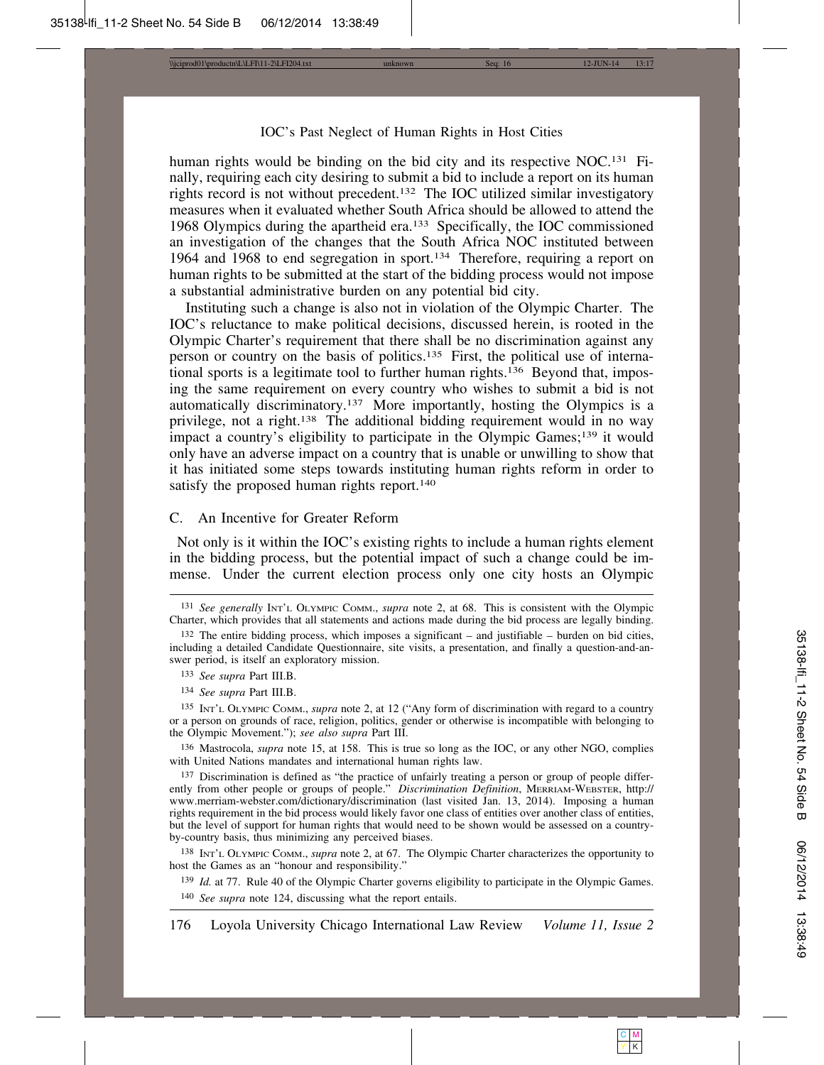human rights would be binding on the bid city and its respective NOC.[131] Finally, requiring each city desiring to submit a bid to include a report on its human rights record is not without precedent.[132] The IOC utilized similar investigatory measures when it evaluated whether South Africa should be allowed to attend the 1968 Olympics during the apartheid era.[133] Specifically, the IOC commissioned an investigation of the changes that the South Africa NOC instituted between 1964 and 1968 to end segregation in sport.[134] Therefore, requiring a report on human rights to be submitted at the start of the bidding process would not impose a substantial administrative burden on any potential bid city.

Instituting such a change is also not in violation of the Olympic Charter. The IOC's reluctance to make political decisions, discussed herein, is rooted in the Olympic Charter's requirement that there shall be no discrimination against any person or country on the basis of politics.[135] First, the political use of international sports is a legitimate tool to further human rights.[136] Beyond that, imposing the same requirement on every country who wishes to submit a bid is not automatically discriminatory.[137] More importantly, hosting the Olympics is a privilege, not a right.[138] The additional bidding requirement would in no way impact a country's eligibility to participate in the Olympic Games;[139] it would only have an adverse impact on a country that is unable or unwilling to show that it has initiated some steps towards instituting human rights reform in order to satisfy the proposed human rights report.[140]

## C. An Incentive for Greater Reform

Not only is it within the IOC's existing rights to include a human rights element in the bidding process, but the potential impact of such a change could be immense. Under the current election process only one city hosts an Olympic

---

[131] *See generally* Int'l Olympic Comm., *supra* note 2, at 68. This is consistent with the Olympic Charter, which provides that all statements and actions made during the bid process are legally binding.

[132] The entire bidding process, which imposes a significant – and justifiable – burden on bid cities, including a detailed Candidate Questionnaire, site visits, a presentation, and finally a question-and-answer period, is itself an exploratory mission.

[133] *See supra* Part III.B.

[134] *See supra* Part III.B.

[135] Int'l Olympic Comm., *supra* note 2, at 12 ("Any form of discrimination with regard to a country or a person on grounds of race, religion, politics, gender or otherwise is incompatible with belonging to the Olympic Movement."); *see also supra* Part III.

[136] Mastrocola, *supra* note 15, at 158. This is true so long as the IOC, or any other NGO, complies with United Nations mandates and international human rights law.

[137] Discrimination is defined as "the practice of unfairly treating a person or group of people differently from other people or groups of people." *Discrimination Definition*, Merriam-Webster, http://www.merriam-webster.com/dictionary/discrimination (last visited Jan. 13, 2014). Imposing a human rights requirement in the bid process would likely favor one class of entities over another class of entities, but the level of support for human rights that would need to be shown would be assessed on a country-by-country basis, thus minimizing any perceived biases.

[138] Int'l Olympic Comm., *supra* note 2, at 67. The Olympic Charter characterizes the opportunity to host the Games as an "honour and responsibility."

[139] *Id.* at 77. Rule 40 of the Olympic Charter governs eligibility to participate in the Olympic Games.

[140] *See supra* note 124, discussing what the report entails.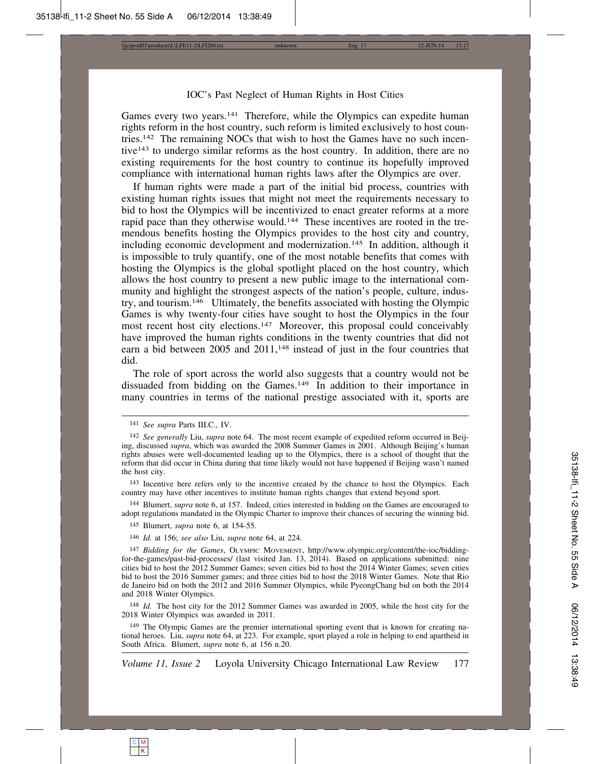Games every two years.[141] Therefore, while the Olympics can expedite human rights reform in the host country, such reform is limited exclusively to host countries.[142] The remaining NOCs that wish to host the Games have no such incentive[143] to undergo similar reforms as the host country. In addition, there are no existing requirements for the host country to continue its hopefully improved compliance with international human rights laws after the Olympics are over.

If human rights were made a part of the initial bid process, countries with existing human rights issues that might not meet the requirements necessary to bid to host the Olympics will be incentivized to enact greater reforms at a more rapid pace than they otherwise would.[144] These incentives are rooted in the tremendous benefits hosting the Olympics provides to the host city and country, including economic development and modernization.[145] In addition, although it is impossible to truly quantify, one of the most notable benefits that comes with hosting the Olympics is the global spotlight placed on the host country, which allows the host country to present a new public image to the international community and highlight the strongest aspects of the nation's people, culture, industry, and tourism.[146] Ultimately, the benefits associated with hosting the Olympic Games is why twenty-four cities have sought to host the Olympics in the four most recent host city elections.[147] Moreover, this proposal could conceivably have improved the human rights conditions in the twenty countries that did not earn a bid between 2005 and 2011,[148] instead of just in the four countries that did.

The role of sport across the world also suggests that a country would not be dissuaded from bidding on the Games.[149] In addition to their importance in many countries in terms of the national prestige associated with it, sports are

---

[141] *See supra* Parts III.C., IV.

[142] *See generally* Liu, *supra* note 64. The most recent example of expedited reform occurred in Beijing, discussed *supra*, which was awarded the 2008 Summer Games in 2001. Although Beijing's human rights abuses were well-documented leading up to the Olympics, there is a school of thought that the reform that did occur in China during that time likely would not have happened if Beijing wasn't named the host city.

[143] Incentive here refers only to the incentive created by the chance to host the Olympics. Each country may have other incentives to institute human rights changes that extend beyond sport.

[144] Blumert, *supra* note 6, at 157. Indeed, cities interested in bidding on the Games are encouraged to adopt regulations mandated in the Olympic Charter to improve their chances of securing the winning bid.

[145] Blumert, *supra* note 6, at 154-55.

[146] *Id.* at 156; *see also* Liu, *supra* note 64, at 224.

[147] *Bidding for the Games*, Olympic Movement, http://www.olympic.org/content/the-ioc/bidding-for-the-games/past-bid-processes/ (last visited Jan. 13, 2014). Based on applications submitted: nine cities bid to host the 2012 Summer Games; seven cities bid to host the 2014 Winter Games; seven cities bid to host the 2016 Summer games; and three cities bid to host the 2018 Winter Games. Note that Rio de Janeiro bid on both the 2012 and 2016 Summer Olympics, while PyeongChang bid on both the 2014 and 2018 Winter Olympics.

[148] *Id.* The host city for the 2012 Summer Games was awarded in 2005, while the host city for the 2018 Winter Olympics was awarded in 2011.

[149] The Olympic Games are the premier international sporting event that is known for creating national heroes. Liu, *supra* note 64, at 223. For example, sport played a role in helping to end apartheid in South Africa. Blumert, *supra* note 6, at 156 n.20.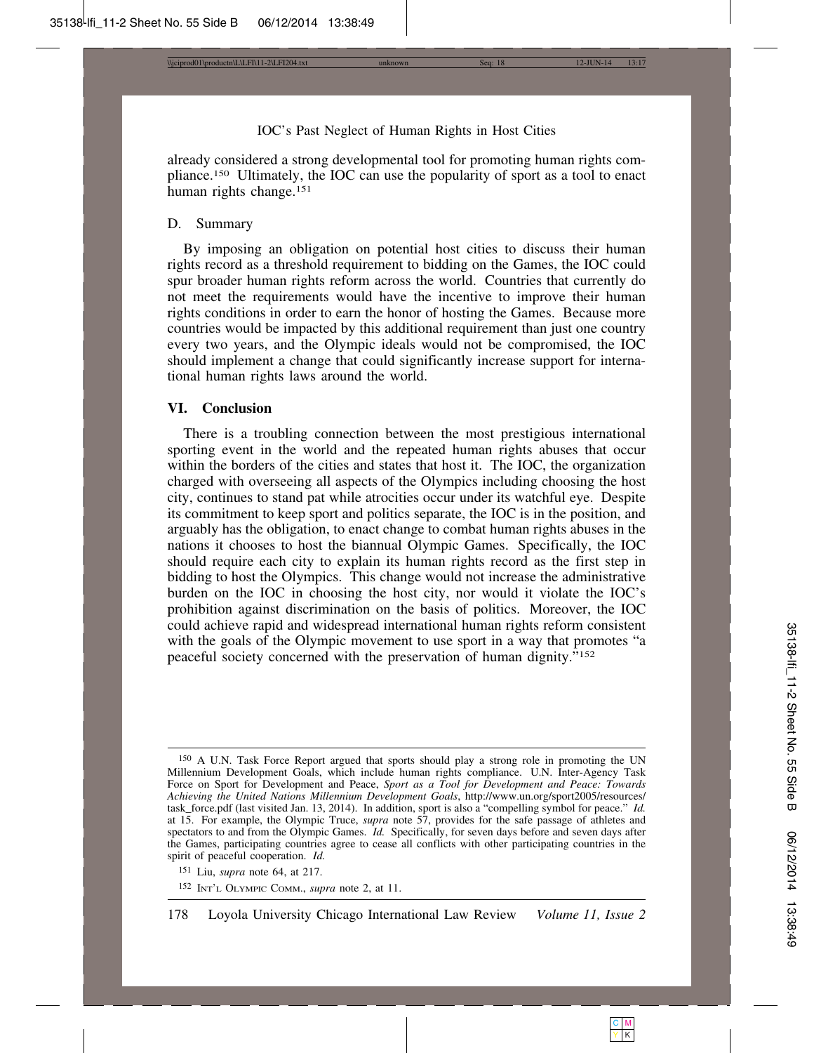already considered a strong developmental tool for promoting human rights compliance.[150] Ultimately, the IOC can use the popularity of sport as a tool to enact human rights change.[151]

### D. Summary

By imposing an obligation on potential host cities to discuss their human rights record as a threshold requirement to bidding on the Games, the IOC could spur broader human rights reform across the world. Countries that currently do not meet the requirements would have the incentive to improve their human rights conditions in order to earn the honor of hosting the Games. Because more countries would be impacted by this additional requirement than just one country every two years, and the Olympic ideals would not be compromised, the IOC should implement a change that could significantly increase support for international human rights laws around the world.

## VI. Conclusion

There is a troubling connection between the most prestigious international sporting event in the world and the repeated human rights abuses that occur within the borders of the cities and states that host it. The IOC, the organization charged with overseeing all aspects of the Olympics including choosing the host city, continues to stand pat while atrocities occur under its watchful eye. Despite its commitment to keep sport and politics separate, the IOC is in the position, and arguably has the obligation, to enact change to combat human rights abuses in the nations it chooses to host the biannual Olympic Games. Specifically, the IOC should require each city to explain its human rights record as the first step in bidding to host the Olympics. This change would not increase the administrative burden on the IOC in choosing the host city, nor would it violate the IOC's prohibition against discrimination on the basis of politics. Moreover, the IOC could achieve rapid and widespread international human rights reform consistent with the goals of the Olympic movement to use sport in a way that promotes "a peaceful society concerned with the preservation of human dignity."[152]

---

[150] A U.N. Task Force Report argued that sports should play a strong role in promoting the UN Millennium Development Goals, which include human rights compliance. U.N. Inter-Agency Task Force on Sport for Development and Peace, *Sport as a Tool for Development and Peace: Towards Achieving the United Nations Millennium Development Goals*, http://www.un.org/sport2005/resources/task_force.pdf (last visited Jan. 13, 2014). In addition, sport is also a "compelling symbol for peace." *Id.* at 15. For example, the Olympic Truce, *supra* note 57, provides for the safe passage of athletes and spectators to and from the Olympic Games. *Id.* Specifically, for seven days before and seven days after the Games, participating countries agree to cease all conflicts with other participating countries in the spirit of peaceful cooperation. *Id.*

[151] Liu, *supra* note 64, at 217.

[152] INT'L OLYMPIC COMM., *supra* note 2, at 11.